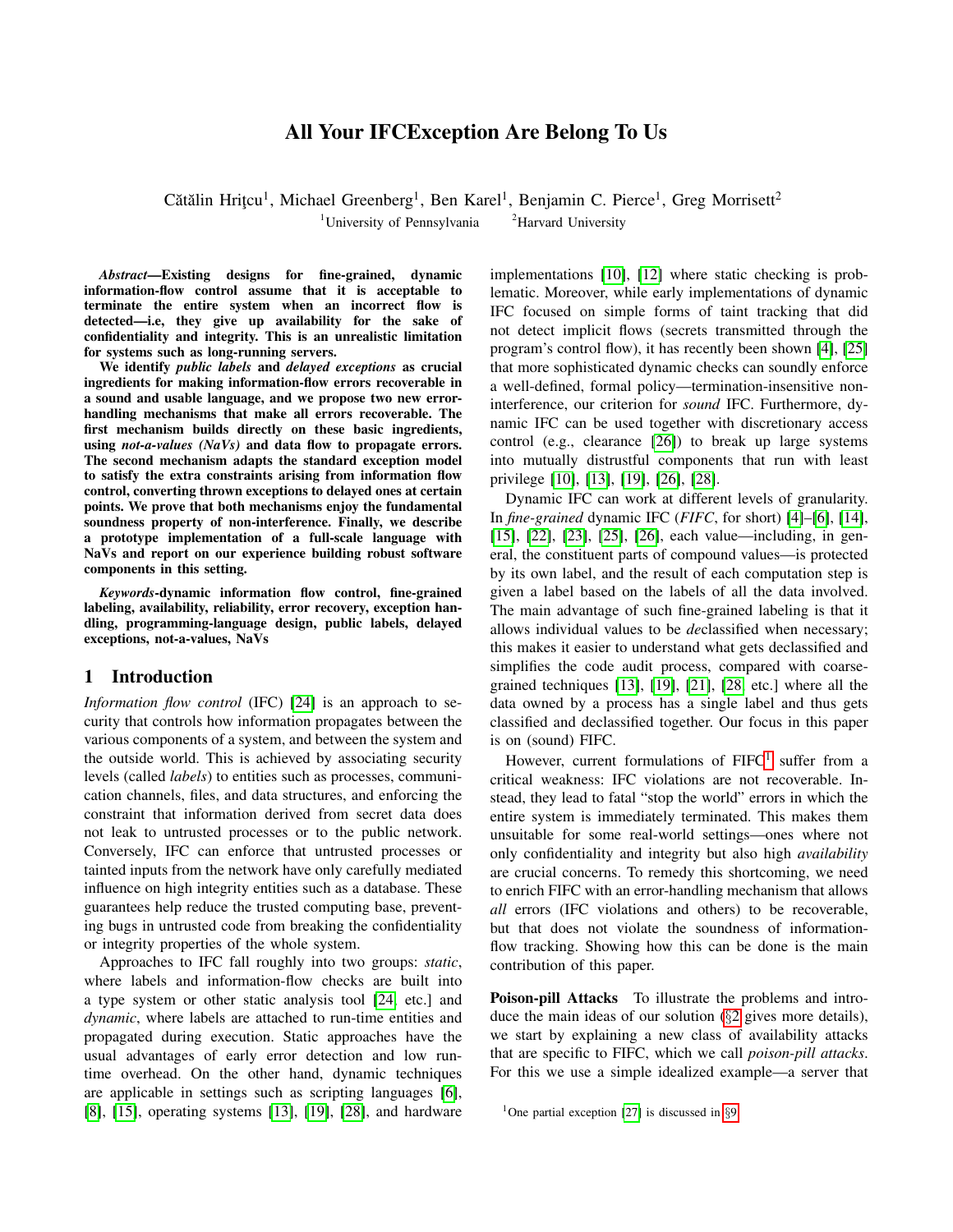# All Your IFCException Are Belong To Us

Cătălin Hriţcu[1], Michael Greenberg[1], Ben Karel[1], Benjamin C. Pierce[1], Greg Morrisett[2]

[1]University of Pennsylvania [2]Harvard University

***Abstract*—Existing designs for fine-grained, dynamic information-flow control assume that it is acceptable to terminate the entire system when an incorrect flow is detected—i.e, they give up availability for the sake of confidentiality and integrity. This is an unrealistic limitation for systems such as long-running servers.**

**We identify *public labels* and *delayed exceptions* as crucial ingredients for making information-flow errors recoverable in a sound and usable language, and we propose two new error-handling mechanisms that make all errors recoverable. The first mechanism builds directly on these basic ingredients, using *not-a-values (NaVs)* and data flow to propagate errors. The second mechanism adapts the standard exception model to satisfy the extra constraints arising from information flow control, converting thrown exceptions to delayed ones at certain points. We prove that both mechanisms enjoy the fundamental soundness property of non-interference. Finally, we describe a prototype implementation of a full-scale language with NaVs and report on our experience building robust software components in this setting.**

***Keywords*-dynamic information flow control, fine-grained labeling, availability, reliability, error recovery, exception handling, programming-language design, public labels, delayed exceptions, not-a-values, NaVs**

## 1 Introduction

*Information flow control* (IFC) [24] is an approach to security that controls how information propagates between the various components of a system, and between the system and the outside world. This is achieved by associating security levels (called *labels*) to entities such as processes, communication channels, files, and data structures, and enforcing the constraint that information derived from secret data does not leak to untrusted processes or to the public network. Conversely, IFC can enforce that untrusted processes or tainted inputs from the network have only carefully mediated influence on high integrity entities such as a database. These guarantees help reduce the trusted computing base, preventing bugs in untrusted code from breaking the confidentiality or integrity properties of the whole system.

Approaches to IFC fall roughly into two groups: *static*, where labels and information-flow checks are built into a type system or other static analysis tool [24, etc.] and *dynamic*, where labels are attached to run-time entities and propagated during execution. Static approaches have the usual advantages of early error detection and low run-time overhead. On the other hand, dynamic techniques are applicable in settings such as scripting languages [6], [8], [15], operating systems [13], [19], [28], and hardware implementations [10], [12] where static checking is problematic. Moreover, while early implementations of dynamic IFC focused on simple forms of taint tracking that did not detect implicit flows (secrets transmitted through the program's control flow), it has recently been shown [4], [25] that more sophisticated dynamic checks can soundly enforce a well-defined, formal policy—termination-insensitive non-interference, our criterion for *sound* IFC. Furthermore, dynamic IFC can be used together with discretionary access control (e.g., clearance [26]) to break up large systems into mutually distrustful components that run with least privilege [10], [13], [19], [26], [28].

Dynamic IFC can work at different levels of granularity. In *fine-grained* dynamic IFC (*FIFC*, for short) [4]–[6], [14], [15], [22], [23], [25], [26], each value—including, in general, the constituent parts of compound values—is protected by its own label, and the result of each computation step is given a label based on the labels of all the data involved. The main advantage of such fine-grained labeling is that it allows individual values to be *de*classified when necessary; this makes it easier to understand what gets declassified and simplifies the code audit process, compared with coarse-grained techniques [13], [19], [21], [28] etc.] where all the data owned by a process has a single label and thus gets classified and declassified together. Our focus in this paper is on (sound) FIFC.

However, current formulations of FIFC[1] suffer from a critical weakness: IFC violations are not recoverable. Instead, they lead to fatal "stop the world" errors in which the entire system is immediately terminated. This makes them unsuitable for some real-world settings—ones where not only confidentiality and integrity but also high *availability* are crucial concerns. To remedy this shortcoming, we need to enrich FIFC with an error-handling mechanism that allows *all* errors (IFC violations and others) to be recoverable, but that does not violate the soundness of information-flow tracking. Showing how this can be done is the main contribution of this paper.

**Poison-pill Attacks** To illustrate the problems and introduce the main ideas of our solution (§2 gives more details), we start by explaining a new class of availability attacks that are specific to FIFC, which we call *poison-pill attacks*. For this we use a simple idealized example—a server that

[1]One partial exception [27] is discussed in §9.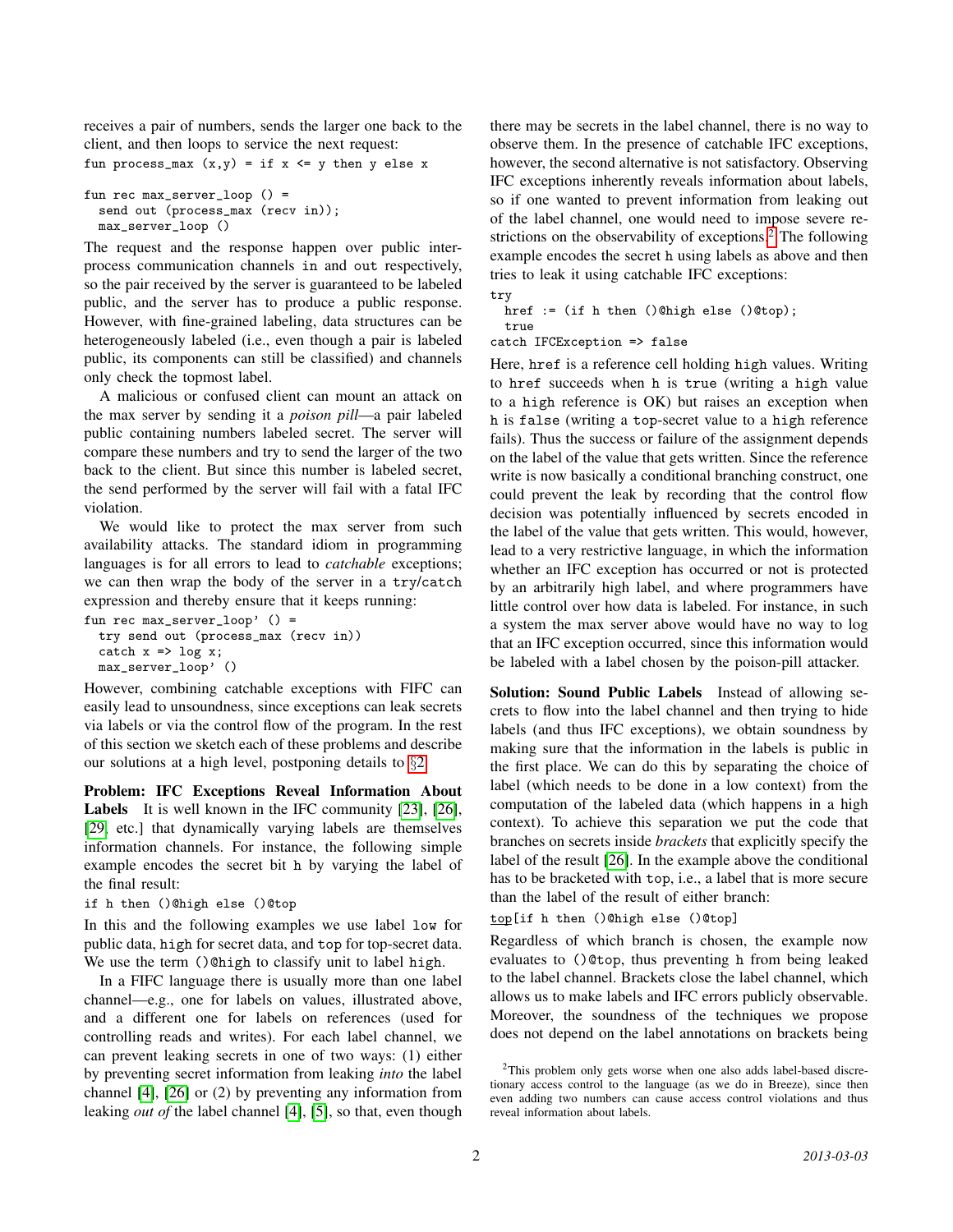receives a pair of numbers, sends the larger one back to the client, and then loops to service the next request:

```
fun process_max (x,y) = if x <= y then y else x

fun rec max_server_loop () =
  send out (process_max (recv in));
  max_server_loop ()
```

The request and the response happen over public inter-process communication channels in and out respectively, so the pair received by the server is guaranteed to be labeled public, and the server has to produce a public response. However, with fine-grained labeling, data structures can be heterogeneously labeled (i.e., even though a pair is labeled public, its components can still be classified) and channels only check the topmost label.

A malicious or confused client can mount an attack on the max server by sending it a *poison pill*—a pair labeled public containing numbers labeled secret. The server will compare these numbers and try to send the larger of the two back to the client. But since this number is labeled secret, the send performed by the server will fail with a fatal IFC violation.

We would like to protect the max server from such availability attacks. The standard idiom in programming languages is for all errors to lead to *catchable* exceptions; we can then wrap the body of the server in a `try`/`catch` expression and thereby ensure that it keeps running:

```
fun rec max_server_loop' () =
  try send out (process_max (recv in))
  catch x => log x;
  max_server_loop' ()
```

However, combining catchable exceptions with FIFC can easily lead to unsoundness, since exceptions can leak secrets via labels or via the control flow of the program. In the rest of this section we sketch each of these problems and describe our solutions at a high level, postponing details to §2.

**Problem: IFC Exceptions Reveal Information About Labels** It is well known in the IFC community [23], [26], [29, etc.] that dynamically varying labels are themselves information channels. For instance, the following simple example encodes the secret bit h by varying the label of the final result:

```
if h then ()@high else ()@top
```

In this and the following examples we use label `low` for public data, `high` for secret data, and `top` for top-secret data. We use the term `()@high` to classify unit to label `high`.

In a FIFC language there is usually more than one label channel—e.g., one for labels on values, illustrated above, and a different one for labels on references (used for controlling reads and writes). For each label channel, we can prevent leaking secrets in one of two ways: (1) either by preventing secret information from leaking *into* the label channel [4], [26] or (2) by preventing any information from leaking *out of* the label channel [4], [5], so that, even though there may be secrets in the label channel, there is no way to observe them. In the presence of catchable IFC exceptions, however, the second alternative is not satisfactory. Observing IFC exceptions inherently reveals information about labels, so if one wanted to prevent information from leaking out of the label channel, one would need to impose severe restrictions on the observability of exceptions.[2] The following example encodes the secret h using labels as above and then tries to leak it using catchable IFC exceptions:

```
try
  href := (if h then ()@high else ()@top);
  true
catch IFCException => false
```

Here, `href` is a reference cell holding `high` values. Writing to `href` succeeds when h is `true` (writing a `high` value to a `high` reference is OK) but raises an exception when h is `false` (writing a `top`-secret value to a `high` reference fails). Thus the success or failure of the assignment depends on the label of the value that gets written. Since the reference write is now basically a conditional branching construct, one could prevent the leak by recording that the control flow decision was potentially influenced by secrets encoded in the label of the value that gets written. This would, however, lead to a very restrictive language, in which the information whether an IFC exception has occurred or not is protected by an arbitrarily high label, and where programmers have little control over how data is labeled. For instance, in such a system the max server above would have no way to log that an IFC exception occurred, since this information would be labeled with a label chosen by the poison-pill attacker.

**Solution: Sound Public Labels** Instead of allowing secrets to flow into the label channel and then trying to hide labels (and thus IFC exceptions), we obtain soundness by making sure that the information in the labels is public in the first place. We can do this by separating the choice of label (which needs to be done in a low context) from the computation of the labeled data (which happens in a high context). To achieve this separation we put the code that branches on secrets inside *brackets* that explicitly specify the label of the result [26]. In the example above the conditional has to be bracketed with `top`, i.e., a label that is more secure than the label of the result of either branch:

```
top[if h then ()@high else ()@top]
```

Regardless of which branch is chosen, the example now evaluates to `()@top`, thus preventing h from being leaked to the label channel. Brackets close the label channel, which allows us to make labels and IFC errors publicly observable. Moreover, the soundness of the techniques we propose does not depend on the label annotations on brackets being

[2] This problem only gets worse when one also adds label-based discretionary access control to the language (as we do in Breeze), since then even adding two numbers can cause access control violations and thus reveal information about labels.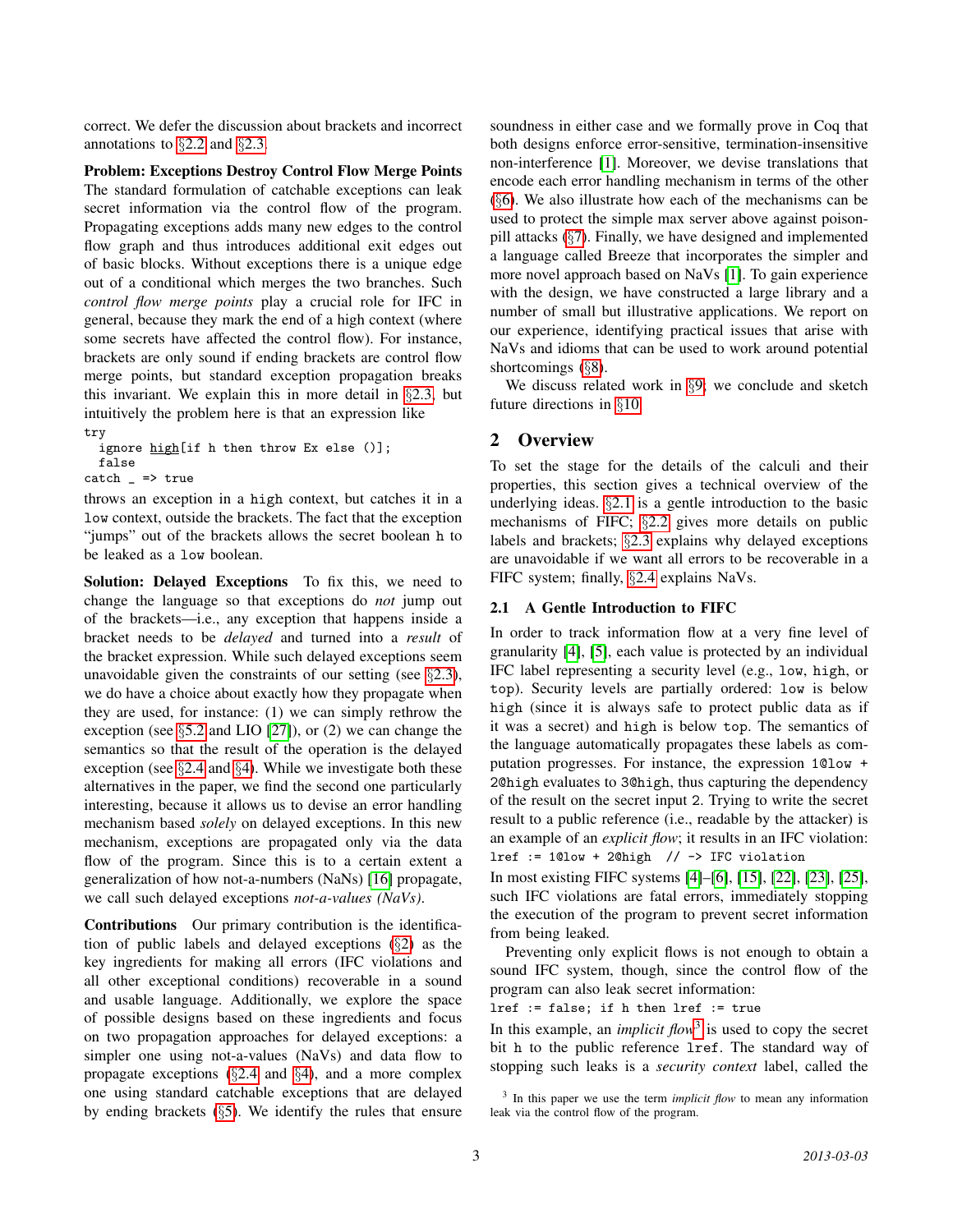correct. We defer the discussion about brackets and incorrect annotations to §2.2 and §2.3.

**Problem: Exceptions Destroy Control Flow Merge Points** The standard formulation of catchable exceptions can leak secret information via the control flow of the program. Propagating exceptions adds many new edges to the control flow graph and thus introduces additional exit edges out of basic blocks. Without exceptions there is a unique edge out of a conditional which merges the two branches. Such *control flow merge points* play a crucial role for IFC in general, because they mark the end of a high context (where some secrets have affected the control flow). For instance, brackets are only sound if ending brackets are control flow merge points, but standard exception propagation breaks this invariant. We explain this in more detail in §2.3, but intuitively the problem here is that an expression like

```
try
  ignore high[if h then throw Ex else ()];
  false
catch _ => true
```

throws an exception in a high context, but catches it in a low context, outside the brackets. The fact that the exception "jumps" out of the brackets allows the secret boolean h to be leaked as a low boolean.

**Solution: Delayed Exceptions** To fix this, we need to change the language so that exceptions do *not* jump out of the brackets—i.e., any exception that happens inside a bracket needs to be *delayed* and turned into a *result* of the bracket expression. While such delayed exceptions seem unavoidable given the constraints of our setting (see §2.3), we do have a choice about exactly how they propagate when they are used, for instance: (1) we can simply rethrow the exception (see §5.2 and LIO [27]), or (2) we can change the semantics so that the result of the operation is the delayed exception (see §2.4 and §4). While we investigate both these alternatives in the paper, we find the second one particularly interesting, because it allows us to devise an error handling mechanism based *solely* on delayed exceptions. In this new mechanism, exceptions are propagated only via the data flow of the program. Since this is to a certain extent a generalization of how not-a-numbers (NaNs) [16] propagate, we call such delayed exceptions *not-a-values (NaVs)*.

**Contributions** Our primary contribution is the identification of public labels and delayed exceptions (§2) as the key ingredients for making all errors (IFC violations and all other exceptional conditions) recoverable in a sound and usable language. Additionally, we explore the space of possible designs based on these ingredients and focus on two propagation approaches for delayed exceptions: a simpler one using not-a-values (NaVs) and data flow to propagate exceptions (§2.4 and §4), and a more complex one using standard catchable exceptions that are delayed by ending brackets (§5). We identify the rules that ensure soundness in either case and we formally prove in Coq that both designs enforce error-sensitive, termination-insensitive non-interference [1]. Moreover, we devise translations that encode each error handling mechanism in terms of the other (§6). We also illustrate how each of the mechanisms can be used to protect the simple max server above against poison-pill attacks (§7). Finally, we have designed and implemented a language called Breeze that incorporates the simpler and more novel approach based on NaVs [1]. To gain experience with the design, we have constructed a large library and a number of small but illustrative applications. We report on our experience, identifying practical issues that arise with NaVs and idioms that can be used to work around potential shortcomings (§8).

We discuss related work in §9; we conclude and sketch future directions in §10.

## 2 Overview

To set the stage for the details of the calculi and their properties, this section gives a technical overview of the underlying ideas. §2.1 is a gentle introduction to the basic mechanisms of FIFC; §2.2 gives more details on public labels and brackets; §2.3 explains why delayed exceptions are unavoidable if we want all errors to be recoverable in a FIFC system; finally, §2.4 explains NaVs.

### 2.1 A Gentle Introduction to FIFC

In order to track information flow at a very fine level of granularity [4], [5], each value is protected by an individual IFC label representing a security level (e.g., low, high, or top). Security levels are partially ordered: low is below high (since it is always safe to protect public data as if it was a secret) and high is below top. The semantics of the language automatically propagates these labels as computation progresses. For instance, the expression 1@low + 2@high evaluates to 3@high, thus capturing the dependency of the result on the secret input 2. Trying to write the secret result to a public reference (i.e., readable by the attacker) is an example of an *explicit flow*; it results in an IFC violation:

```
lref := 1@low + 2@high  // -> IFC violation
```

In most existing FIFC systems [4]–[6], [15], [22], [23], [25], such IFC violations are fatal errors, immediately stopping the execution of the program to prevent secret information from being leaked.

Preventing only explicit flows is not enough to obtain a sound IFC system, though, since the control flow of the program can also leak secret information:

```
lref := false; if h then lref := true
```

In this example, an *implicit flow*[3] is used to copy the secret bit h to the public reference lref. The standard way of stopping such leaks is a *security context* label, called the

[3] In this paper we use the term *implicit flow* to mean any information leak via the control flow of the program.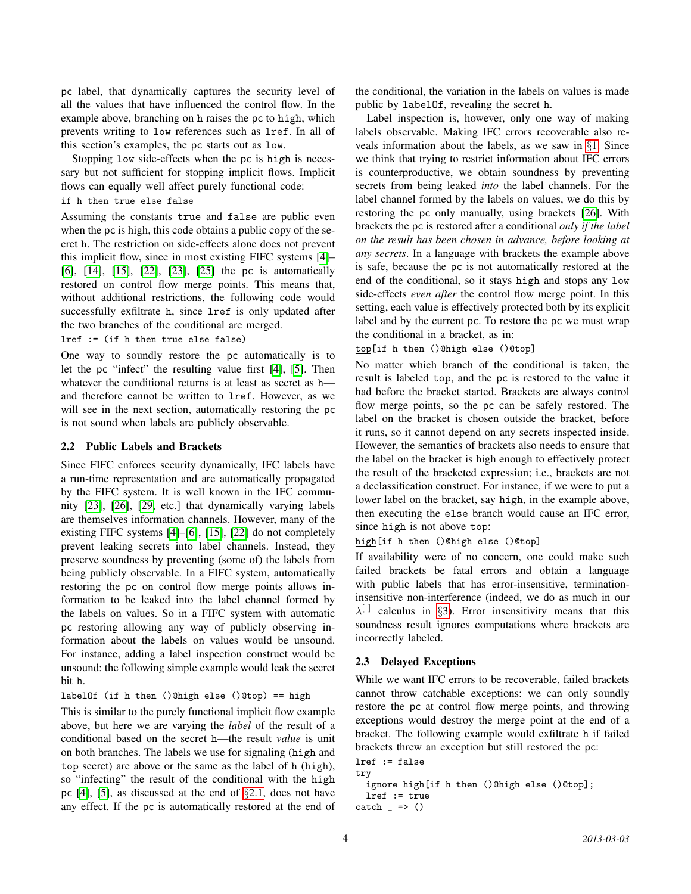pc label, that dynamically captures the security level of all the values that have influenced the control flow. In the example above, branching on h raises the pc to high, which prevents writing to low references such as lref. In all of this section's examples, the pc starts out as low.

Stopping low side-effects when the pc is high is necessary but not sufficient for stopping implicit flows. Implicit flows can equally well affect purely functional code:

```
if h then true else false
```

Assuming the constants true and false are public even when the pc is high, this code obtains a public copy of the secret h. The restriction on side-effects alone does not prevent this implicit flow, since in most existing FIFC systems [4]–[6], [14], [15], [22], [23], [25] the pc is automatically restored on control flow merge points. This means that, without additional restrictions, the following code would successfully exfiltrate h, since lref is only updated after the two branches of the conditional are merged.

```
lref := (if h then true else false)
```

One way to soundly restore the pc automatically is to let the pc "infect" the resulting value first [4], [5]. Then whatever the conditional returns is at least as secret as h—and therefore cannot be written to lref. However, as we will see in the next section, automatically restoring the pc is not sound when labels are publicly observable.

### 2.2 Public Labels and Brackets

Since FIFC enforces security dynamically, IFC labels have a run-time representation and are automatically propagated by the FIFC system. It is well known in the IFC community [23], [26], [29] etc.] that dynamically varying labels are themselves information channels. However, many of the existing FIFC systems [4]–[6], [15], [22] do not completely prevent leaking secrets into label channels. Instead, they preserve soundness by preventing (some of) the labels from being publicly observable. In a FIFC system, automatically restoring the pc on control flow merge points allows information to be leaked into the label channel formed by the labels on values. So in a FIFC system with automatic pc restoring allowing any way of publicly observing information about the labels on values would be unsound. For instance, adding a label inspection construct would be unsound: the following simple example would leak the secret bit h.

```
labelOf (if h then ()@high else ()@top) == high
```

This is similar to the purely functional implicit flow example above, but here we are varying the *label* of the result of a conditional based on the secret h—the result *value* is unit on both branches. The labels we use for signaling (high and top secret) are above or the same as the label of h (high), so "infecting" the result of the conditional with the high pc [4], [5], as discussed at the end of §2.1, does not have any effect. If the pc is automatically restored at the end of the conditional, the variation in the labels on values is made public by labelOf, revealing the secret h.

Label inspection is, however, only one way of making labels observable. Making IFC errors recoverable also reveals information about the labels, as we saw in §1. Since we think that trying to restrict information about IFC errors is counterproductive, we obtain soundness by preventing secrets from being leaked *into* the label channels. For the label channel formed by the labels on values, we do this by restoring the pc only manually, using brackets [26]. With brackets the pc is restored after a conditional *only if the label on the result has been chosen in advance, before looking at any secrets*. In a language with brackets the example above is safe, because the pc is not automatically restored at the end of the conditional, so it stays high and stops any low side-effects *even after* the control flow merge point. In this setting, each value is effectively protected both by its explicit label and by the current pc. To restore the pc we must wrap the conditional in a bracket, as in:

```
top[if h then ()@high else ()@top]
```

No matter which branch of the conditional is taken, the result is labeled top, and the pc is restored to the value it had before the bracket started. Brackets are always control flow merge points, so the pc can be safely restored. The label on the bracket is chosen outside the bracket, before it runs, so it cannot depend on any secrets inspected inside. However, the semantics of brackets also needs to ensure that the label on the bracket is high enough to effectively protect the result of the bracketed expression; i.e., brackets are not a declassification construct. For instance, if we were to put a lower label on the bracket, say high, in the example above, then executing the else branch would cause an IFC error, since high is not above top:

```
high[if h then ()@high else ()@top]
```

If availability were of no concern, one could make such failed brackets be fatal errors and obtain a language with public labels that has error-insensitive, termination-insensitive non-interference (indeed, we do as much in our $\lambda^{[\,]}$ calculus in §3). Error insensitivity means that this soundness result ignores computations where brackets are incorrectly labeled.

### 2.3 Delayed Exceptions

While we want IFC errors to be recoverable, failed brackets cannot throw catchable exceptions: we can only soundly restore the pc at control flow merge points, and throwing exceptions would destroy the merge point at the end of a bracket. The following example would exfiltrate h if failed brackets threw an exception but still restored the pc:

```
lref := false
try
  ignore high[if h then ()@high else ()@top];
  lref := true
catch _ => ()
```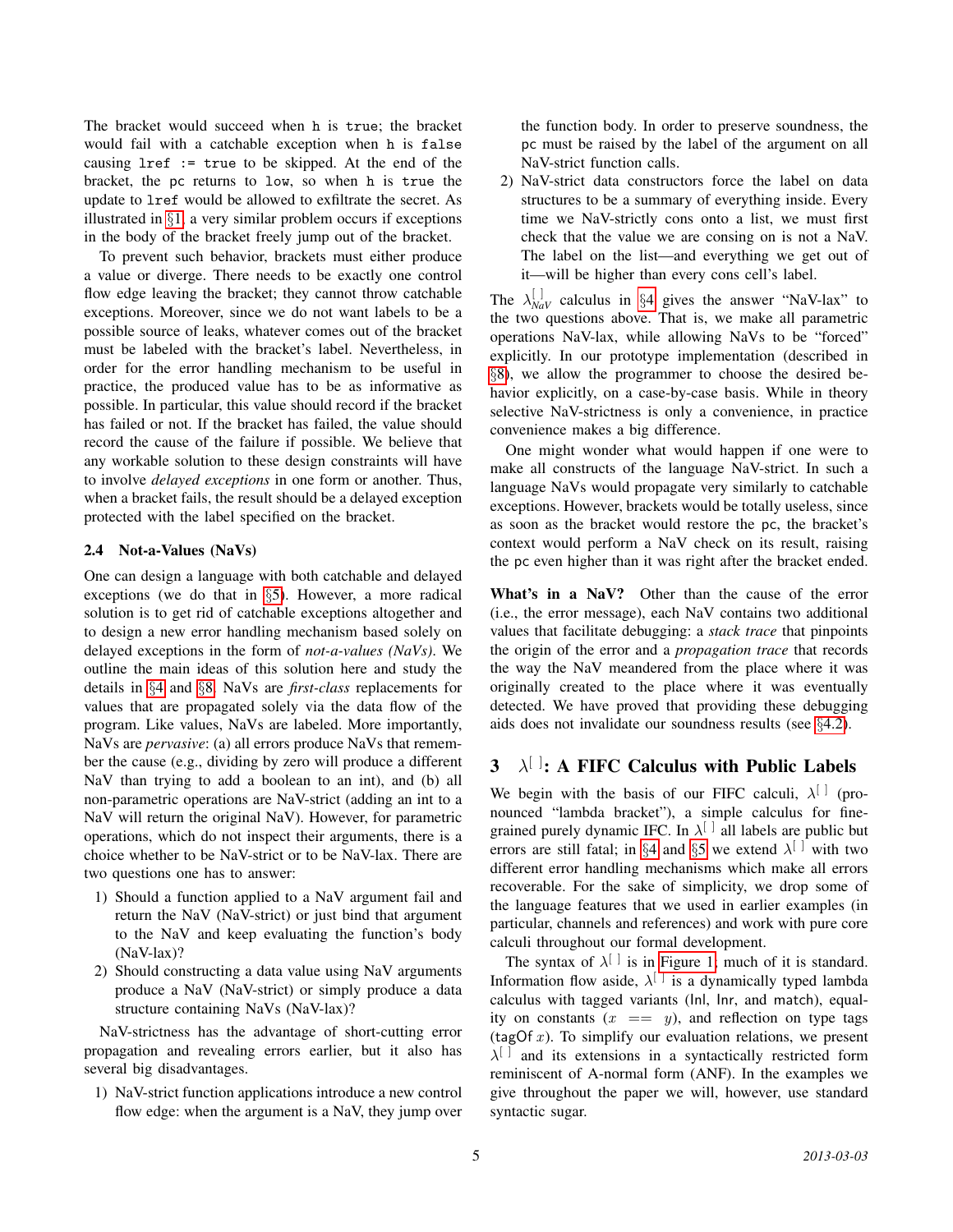The bracket would succeed when `h` is `true`; the bracket would fail with a catchable exception when `h` is `false` causing `lref := true` to be skipped. At the end of the bracket, the pc returns to `low`, so when `h` is `true` the update to `lref` would be allowed to exfiltrate the secret. As illustrated in §1, a very similar problem occurs if exceptions in the body of the bracket freely jump out of the bracket.

To prevent such behavior, brackets must either produce a value or diverge. There needs to be exactly one control flow edge leaving the bracket; they cannot throw catchable exceptions. Moreover, since we do not want labels to be a possible source of leaks, whatever comes out of the bracket must be labeled with the bracket's label. Nevertheless, in order for the error handling mechanism to be useful in practice, the produced value has to be as informative as possible. In particular, this value should record if the bracket has failed or not. If the bracket has failed, the value should record the cause of the failure if possible. We believe that any workable solution to these design constraints will have to involve *delayed exceptions* in one form or another. Thus, when a bracket fails, the result should be a delayed exception protected with the label specified on the bracket.

### 2.4 Not-a-Values (NaVs)

One can design a language with both catchable and delayed exceptions (we do that in §5). However, a more radical solution is to get rid of catchable exceptions altogether and to design a new error handling mechanism based solely on delayed exceptions in the form of *not-a-values (NaVs)*. We outline the main ideas of this solution here and study the details in §4 and §8. NaVs are *first-class* replacements for values that are propagated solely via the data flow of the program. Like values, NaVs are labeled. More importantly, NaVs are *pervasive*: (a) all errors produce NaVs that remember the cause (e.g., dividing by zero will produce a different NaV than trying to add a boolean to an int), and (b) all non-parametric operations are NaV-strict (adding an int to a NaV will return the original NaV). However, for parametric operations, which do not inspect their arguments, there is a choice whether to be NaV-strict or to be NaV-lax. There are two questions one has to answer:

1) Should a function applied to a NaV argument fail and return the NaV (NaV-strict) or just bind that argument to the NaV and keep evaluating the function's body (NaV-lax)?
2) Should constructing a data value using NaV arguments produce a NaV (NaV-strict) or simply produce a data structure containing NaVs (NaV-lax)?

NaV-strictness has the advantage of short-cutting error propagation and revealing errors earlier, but it also has several big disadvantages.

1) NaV-strict function applications introduce a new control flow edge: when the argument is a NaV, they jump over the function body. In order to preserve soundness, the pc must be raised by the label of the argument on all NaV-strict function calls.
2) NaV-strict data constructors force the label on data structures to be a summary of everything inside. Every time we NaV-strictly cons onto a list, we must first check that the value we are consing on is not a NaV. The label on the list—and everything we get out of it—will be higher than every cons cell's label.

The $\lambda^{[\,]}_{NaV}$ calculus in §4 gives the answer "NaV-lax" to the two questions above. That is, we make all parametric operations NaV-lax, while allowing NaVs to be "forced" explicitly. In our prototype implementation (described in §8), we allow the programmer to choose the desired behavior explicitly, on a case-by-case basis. While in theory selective NaV-strictness is only a convenience, in practice convenience makes a big difference.

One might wonder what would happen if one were to make all constructs of the language NaV-strict. In such a language NaVs would propagate very similarly to catchable exceptions. However, brackets would be totally useless, since as soon as the bracket would restore the pc, the bracket's context would perform a NaV check on its result, raising the pc even higher than it was right after the bracket ended.

**What's in a NaV?** Other than the cause of the error (i.e., the error message), each NaV contains two additional values that facilitate debugging: a *stack trace* that pinpoints the origin of the error and a *propagation trace* that records the way the NaV meandered from the place where it was originally created to the place where it was eventually detected. We have proved that providing these debugging aids does not invalidate our soundness results (see §4.2).

## 3 $\lambda^{[\,]}$: A FIFC Calculus with Public Labels

We begin with the basis of our FIFC calculi, $\lambda^{[\,]}$ (pronounced "lambda bracket"), a simple calculus for fine-grained purely dynamic IFC. In $\lambda^{[\,]}$ all labels are public but errors are still fatal; in §4 and §5 we extend $\lambda^{[\,]}$ with two different error handling mechanisms which make all errors recoverable. For the sake of simplicity, we drop some of the language features that we used in earlier examples (in particular, channels and references) and work with pure core calculi throughout our formal development.

The syntax of $\lambda^{[\,]}$ is in Figure 1; much of it is standard. Information flow aside, $\lambda^{[\,]}$ is a dynamically typed lambda calculus with tagged variants (Inl, Inr, and match), equality on constants ($x\ ==\ y$), and reflection on type tags (tagOf $x$). To simplify our evaluation relations, we present $\lambda^{[\,]}$ and its extensions in a syntactically restricted form reminiscent of A-normal form (ANF). In the examples we give throughout the paper we will, however, use standard syntactic sugar.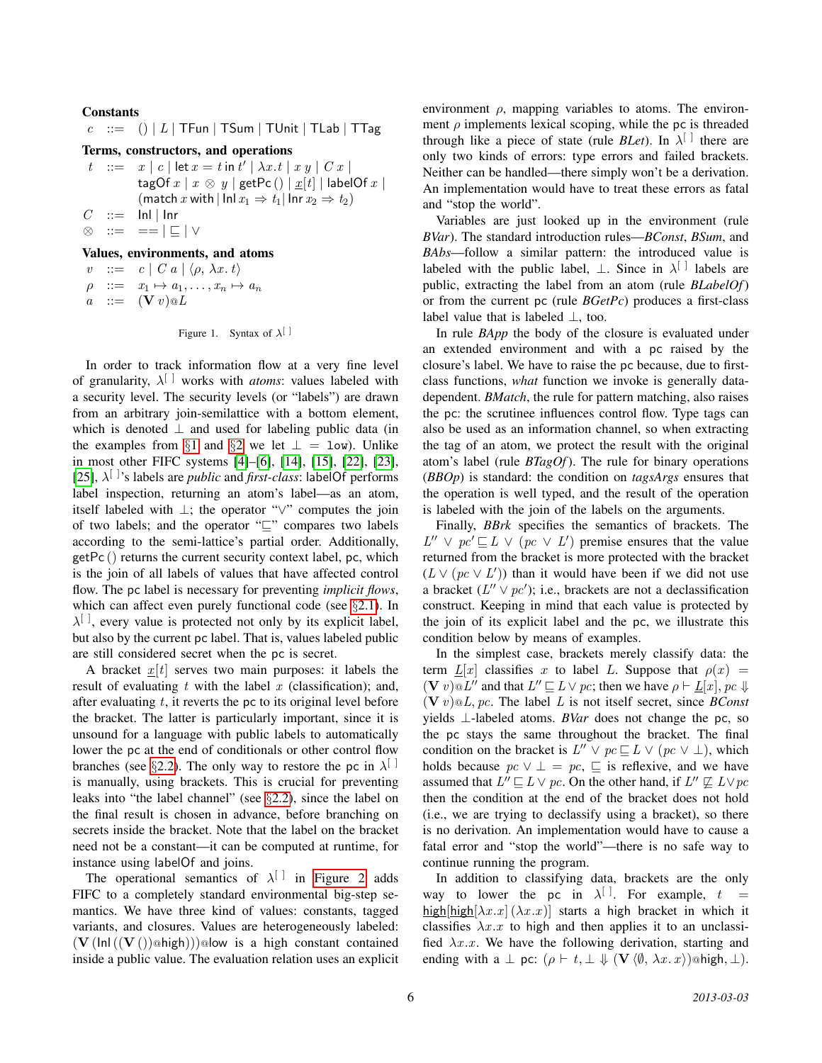**Constants**

$$c \;::=\; () \mid L \mid \mathsf{TFun} \mid \mathsf{TSum} \mid \mathsf{TUnit} \mid \mathsf{TLab} \mid \mathsf{TTag}$$

**Terms, constructors, and operations**

$$
\begin{array}{rcl}
t & ::= & x \mid c \mid \mathsf{let}\, x = t \,\mathsf{in}\, t' \mid \lambda x.t \mid x\; y \mid C\; x \mid \\
 & & \mathsf{tagOf}\; x \mid x \otimes y \mid \mathsf{getPc}\,() \mid \underline{x}[t] \mid \mathsf{labelOf}\; x \mid \\
 & & (\mathsf{match}\; x \;\mathsf{with} \mid \mathsf{Inl}\; x_1 \Rightarrow t_1 \mid \mathsf{Inr}\; x_2 \Rightarrow t_2) \\
C & ::= & \mathsf{Inl} \mid \mathsf{Inr} \\
\otimes & ::= & == \mid \sqsubseteq \mid \vee
\end{array}
$$

**Values, environments, and atoms**

$$
\begin{array}{rcl}
v & ::= & c \mid C\; a \mid \langle \rho, \lambda x.\, t \rangle \\
\rho & ::= & x_1 \mapsto a_1, \ldots, x_n \mapsto a_n \\
a & ::= & (\mathbf{V}\; v)@L
\end{array}
$$

Figure 1. Syntax of $\lambda^{[\,]}$

In order to track information flow at a very fine level of granularity, $\lambda^{[\,]}$ works with *atoms*: values labeled with a security level. The security levels (or "labels") are drawn from an arbitrary join-semilattice with a bottom element, which is denoted $\bot$ and used for labeling public data (in the examples from §1 and §2 we let $\bot = \texttt{low}$). Unlike in most other FIFC systems [4]–[6], [14], [15], [22], [23], [25], $\lambda^{[\,]}$'s labels are *public* and *first-class*: labelOf performs label inspection, returning an atom's label—as an atom, itself labeled with $\bot$; the operator "$\vee$" computes the join of two labels; and the operator "$\sqsubseteq$" compares two labels according to the semi-lattice's partial order. Additionally, $\mathsf{getPc}\,()$ returns the current security context label, pc, which is the join of all labels of values that have affected control flow. The pc label is necessary for preventing *implicit flows*, which can affect even purely functional code (see §2.1). In $\lambda^{[\,]}$, every value is protected not only by its explicit label, but also by the current pc label. That is, values labeled public are still considered secret when the pc is secret.

A bracket $\underline{x}[t]$ serves two main purposes: it labels the result of evaluating $t$ with the label $x$ (classification); and, after evaluating $t$, it reverts the pc to its original level before the bracket. The latter is particularly important, since it is unsound for a language with public labels to automatically lower the pc at the end of conditionals or other control flow branches (see §2.2). The only way to restore the pc in $\lambda^{[\,]}$ is manually, using brackets. This is crucial for preventing leaks into "the label channel" (see §2.2), since the label on the final result is chosen in advance, before branching on secrets inside the bracket. Note that the label on the bracket need not be a constant—it can be computed at runtime, for instance using labelOf and joins.

The operational semantics of $\lambda^{[\,]}$ in Figure 2 adds FIFC to a completely standard environmental big-step semantics. We have three kind of values: constants, tagged variants, and closures. Values are heterogeneously labeled: $(\mathbf{V}\,(\mathsf{Inl}\,((\mathbf{V}\,())@\mathsf{high})))@\mathsf{low}$ is a high constant contained inside a public value. The evaluation relation uses an explicit environment $\rho$, mapping variables to atoms. The environment $\rho$ implements lexical scoping, while the pc is threaded through like a piece of state (rule *BLet*). In $\lambda^{[\,]}$ there are only two kinds of errors: type errors and failed brackets. Neither can be handled—there simply won't be a derivation. An implementation would have to treat these errors as fatal and "stop the world".

Variables are just looked up in the environment (rule *BVar*). The standard introduction rules—*BConst*, *BSum*, and *BAbs*—follow a similar pattern: the introduced value is labeled with the public label, $\bot$. Since in $\lambda^{[\,]}$ labels are public, extracting the label from an atom (rule *BLabelOf*) or from the current pc (rule *BGetPc*) produces a first-class label value that is labeled $\bot$, too.

In rule *BApp* the body of the closure is evaluated under an extended environment and with a pc raised by the closure's label. We have to raise the pc because, due to first-class functions, *what* function we invoke is generally data-dependent. *BMatch*, the rule for pattern matching, also raises the pc: the scrutinee influences control flow. Type tags can also be used as an information channel, so when extracting the tag of an atom, we protect the result with the original atom's label (rule *BTagOf*). The rule for binary operations (*BBOp*) is standard: the condition on *tagsArgs* ensures that the operation is well typed, and the result of the operation is labeled with the join of the labels on the arguments.

Finally, *BBrk* specifies the semantics of brackets. The $L'' \vee pc' \sqsubseteq L \vee (pc \vee L')$ premise ensures that the value returned from the bracket is more protected with the bracket $(L \vee (pc \vee L'))$ than it would have been if we did not use a bracket $(L'' \vee pc')$; i.e., brackets are not a declassification construct. Keeping in mind that each value is protected by the join of its explicit label and the pc, we illustrate this condition below by means of examples.

In the simplest case, brackets merely classify data: the term $\underline{L}[x]$ classifies $x$ to label $L$. Suppose that $\rho(x) = (\mathbf{V}\; v)@L''$ and that $L'' \sqsubseteq L \vee pc$; then we have $\rho \vdash \underline{L}[x], pc \Downarrow (\mathbf{V}\; v)@L, pc$. The label $L$ is not itself secret, since *BConst* yields $\bot$-labeled atoms. *BVar* does not change the pc, so the pc stays the same throughout the bracket. The final condition on the bracket is $L'' \vee pc \sqsubseteq L \vee (pc \vee \bot)$, which holds because $pc \vee \bot = pc$, $\sqsubseteq$ is reflexive, and we have assumed that $L'' \sqsubseteq L \vee pc$. On the other hand, if $L'' \not\sqsubseteq L \vee pc$ then the condition at the end of the bracket does not hold (i.e., we are trying to declassify using a bracket), so there is no derivation. An implementation would have to cause a fatal error and "stop the world"—there is no safe way to continue running the program.

In addition to classifying data, brackets are the only way to lower the pc in $\lambda^{[\,]}$. For example, $t = \underline{\mathsf{high}}[\underline{\mathsf{high}}[\lambda x.x]\,(\lambda x.x)]$ starts a high bracket in which it classifies $\lambda x.x$ to high and then applies it to an unclassified $\lambda x.x$. We have the following derivation, starting and ending with a $\bot$ pc: $(\rho \vdash t, \bot \Downarrow (\mathbf{V}\,\langle \emptyset, \lambda x.\, x \rangle)@\mathsf{high}, \bot)$.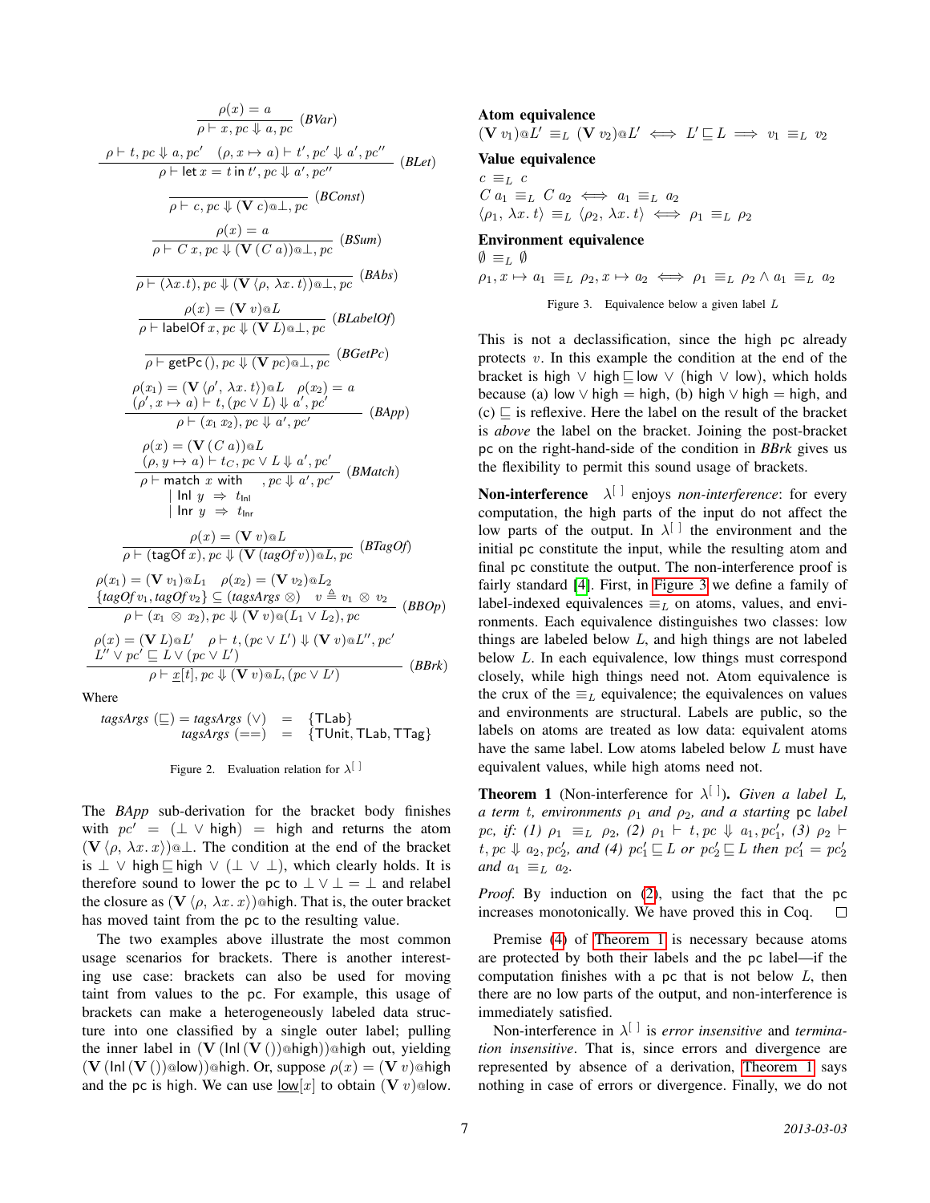$$\frac{\rho(x) = a}{\rho \vdash x, pc \Downarrow a, pc} \; (BVar)$$

$$\frac{\rho \vdash t, pc \Downarrow a, pc' \quad (\rho, x \mapsto a) \vdash t', pc' \Downarrow a', pc''}{\rho \vdash \mathsf{let}\; x = t \;\mathsf{in}\; t', pc \Downarrow a', pc''} \; (BLet)$$

$$\frac{}{\rho \vdash c, pc \Downarrow (\mathbf{V}\; c)@\bot, pc} \; (BConst)$$

$$\frac{\rho(x) = a}{\rho \vdash C\; x, pc \Downarrow (\mathbf{V}\,(C\; a))@\bot, pc} \; (BSum)$$

$$\frac{}{\rho \vdash (\lambda x.t), pc \Downarrow (\mathbf{V}\,\langle \rho,\, \lambda x.\, t\rangle)@\bot, pc} \; (BAbs)$$

$$\frac{\rho(x) = (\mathbf{V}\; v)@L}{\rho \vdash \mathsf{labelOf}\; x, pc \Downarrow (\mathbf{V}\; L)@\bot, pc} \; (BLabelOf)$$

$$\frac{}{\rho \vdash \mathsf{getPc}\,(), pc \Downarrow (\mathbf{V}\; pc)@\bot, pc} \; (BGetPc)$$

$$\frac{\rho(x_1) = (\mathbf{V}\,\langle \rho',\, \lambda x.\, t\rangle)@L \quad \rho(x_2) = a \quad (\rho', x \mapsto a) \vdash t, (pc \vee L) \Downarrow a', pc'}{\rho \vdash (x_1\; x_2), pc \Downarrow a', pc'} \; (BApp)$$

$$\frac{\rho(x) = (\mathbf{V}\,(C\; a))@L \quad (\rho, y \mapsto a) \vdash t_C, pc \vee L \Downarrow a', pc'}{\rho \vdash \mathsf{match}\; x \;\mathsf{with}\; \mid \mathsf{Inl}\; y \Rightarrow t_{\mathsf{Inl}} \mid \mathsf{Inr}\; y \Rightarrow t_{\mathsf{Inr}}, pc \Downarrow a', pc'} \; (BMatch)$$

$$\frac{\rho(x) = (\mathbf{V}\; v)@L}{\rho \vdash (\mathsf{tagOf}\; x), pc \Downarrow (\mathbf{V}\,(\mathit{tagOf}\; v))@L, pc} \; (BTagOf)$$

$$\frac{\rho(x_1) = (\mathbf{V}\; v_1)@L_1 \quad \rho(x_2) = (\mathbf{V}\; v_2)@L_2 \quad \{\mathit{tagOf}\, v_1, \mathit{tagOf}\, v_2\} \subseteq (\mathit{tagsArgs}\, \otimes) \quad v \triangleq v_1 \otimes v_2}{\rho \vdash (x_1 \otimes x_2), pc \Downarrow (\mathbf{V}\; v)@(L_1 \vee L_2), pc} \; (BBOp)$$

$$\frac{\rho(x) = (\mathbf{V}\; L)@L' \quad \rho \vdash t, (pc \vee L') \Downarrow (\mathbf{V}\; v)@L'', pc' \quad L'' \vee pc' \sqsubseteq L \vee (pc \vee L')}{\rho \vdash \underline{x}[t], pc \Downarrow (\mathbf{V}\; v)@L, (pc \vee L')} \; (BBrk)$$

Where

$$\mathit{tagsArgs}\,(\sqsubseteq) = \mathit{tagsArgs}\,(\vee) = \{\mathsf{TLab}\}$$
$$\mathit{tagsArgs}\,(==) = \{\mathsf{TUnit}, \mathsf{TLab}, \mathsf{TTag}\}$$

Figure 2. Evaluation relation for $\lambda^{[\,]}$

The *BApp* sub-derivation for the bracket body finishes with $pc' = (\bot \vee \mathsf{high}) = \mathsf{high}$ and returns the atom $(\mathbf{V}\,\langle\rho,\, \lambda x.\, x\rangle)@\bot$. The condition at the end of the bracket is $\bot \vee \mathsf{high} \sqsubseteq \mathsf{high} \vee (\bot \vee \bot)$, which clearly holds. It is therefore sound to lower the pc to $\bot \vee \bot = \bot$ and relabel the closure as $(\mathbf{V}\,\langle\rho,\, \lambda x.\, x\rangle)@\mathsf{high}$. That is, the outer bracket has moved taint from the pc to the resulting value.

The two examples above illustrate the most common usage scenarios for brackets. There is another interesting use case: brackets can also be used for moving taint from values to the pc. For example, this usage of brackets can make a heterogeneously labeled data structure into one classified by a single outer label; pulling the inner label in $(\mathbf{V}\,(\mathsf{Inl}\,(\mathbf{V}\,())@\mathsf{high}))@\mathsf{high}$ out, yielding $(\mathbf{V}\,(\mathsf{Inl}\,(\mathbf{V}\,())@\mathsf{low}))@\mathsf{high}$. Or, suppose $\rho(x) = (\mathbf{V}\; v)@\mathsf{high}$ and the pc is high. We can use $\underline{\mathsf{low}}[x]$ to obtain $(\mathbf{V}\; v)@\mathsf{low}$. This is not a declassification, since the high pc already protects $v$. In this example the condition at the end of the bracket is $\mathsf{high} \vee \mathsf{high} \sqsubseteq \mathsf{low} \vee (\mathsf{high} \vee \mathsf{low})$, which holds because (a) $\mathsf{low} \vee \mathsf{high} = \mathsf{high}$, (b) $\mathsf{high} \vee \mathsf{high} = \mathsf{high}$, and (c) $\sqsubseteq$ is reflexive. Here the label on the result of the bracket is *above* the label on the bracket. Joining the post-bracket pc on the right-hand-side of the condition in *BBrk* gives us the flexibility to permit this sound usage of brackets.

**Atom equivalence**

$$(\mathbf{V}\; v_1)@L' \equiv_L (\mathbf{V}\; v_2)@L' \iff L' \sqsubseteq L \implies v_1 \equiv_L v_2$$

**Value equivalence**

$$c \equiv_L c$$
$$C\; a_1 \equiv_L C\; a_2 \iff a_1 \equiv_L a_2$$
$$\langle \rho_1,\, \lambda x.\, t\rangle \equiv_L \langle \rho_2,\, \lambda x.\, t\rangle \iff \rho_1 \equiv_L \rho_2$$

**Environment equivalence**

$$\emptyset \equiv_L \emptyset$$
$$\rho_1, x \mapsto a_1 \equiv_L \rho_2, x \mapsto a_2 \iff \rho_1 \equiv_L \rho_2 \wedge a_1 \equiv_L a_2$$

Figure 3. Equivalence below a given label $L$

**Non-interference** $\lambda^{[\,]}$ enjoys *non-interference*: for every computation, the high parts of the input do not affect the low parts of the output. In $\lambda^{[\,]}$ the environment and the initial pc constitute the input, while the resulting atom and final pc constitute the output. The non-interference proof is fairly standard [4]. First, in Figure 3 we define a family of label-indexed equivalences $\equiv_L$ on atoms, values, and environments. Each equivalence distinguishes two classes: low things are labeled below $L$, and high things are not labeled below $L$. In each equivalence, low things must correspond closely, while high things need not. Atom equivalence is the crux of the $\equiv_L$ equivalence; the equivalences on values and environments are structural. Labels are public, so the labels on atoms are treated as low data: equivalent atoms have the same label. Low atoms labeled below $L$ must have equivalent values, while high atoms need not.

**Theorem 1** (Non-interference for $\lambda^{[\,]}$). *Given a label L, a term t, environments $\rho_1$ and $\rho_2$, and a starting* pc *label pc, if: (1) $\rho_1 \equiv_L \rho_2$, (2) $\rho_1 \vdash t, pc \Downarrow a_1, pc'_1$, (3) $\rho_2 \vdash t, pc \Downarrow a_2, pc'_2$, and (4) $pc'_1 \sqsubseteq L$ or $pc'_2 \sqsubseteq L$ then $pc'_1 = pc'_2$ and $a_1 \equiv_L a_2$.*

*Proof.* By induction on (2), using the fact that the pc increases monotonically. We have proved this in Coq. □

Premise (4) of Theorem 1 is necessary because atoms are protected by both their labels and the pc label—if the computation finishes with a pc that is not below $L$, then there are no low parts of the output, and non-interference is immediately satisfied.

Non-interference in $\lambda^{[\,]}$ is *error insensitive* and *termination insensitive*. That is, since errors and divergence are represented by absence of a derivation, Theorem 1 says nothing in case of errors or divergence. Finally, we do not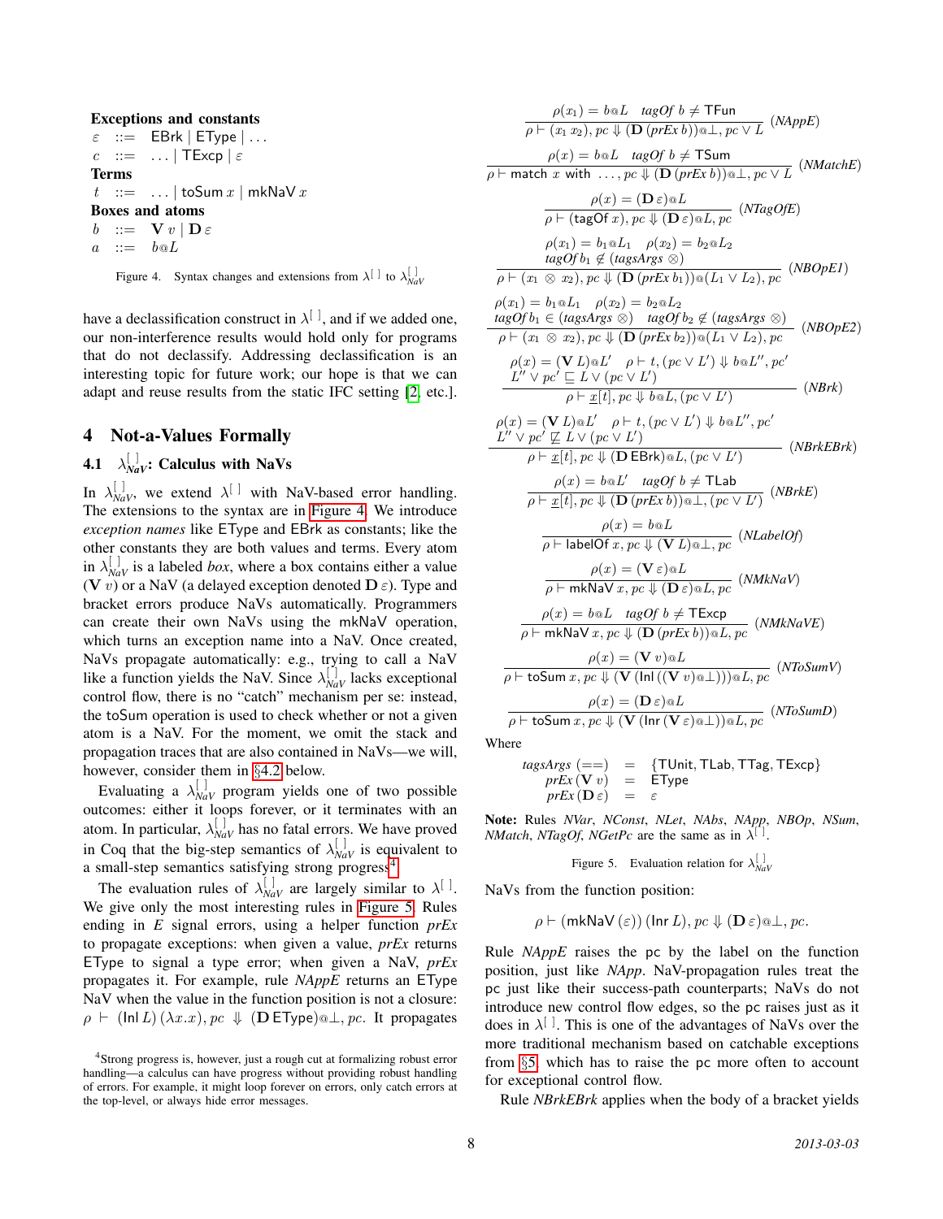**Exceptions and constants**

$$
\begin{array}{lcl}
\varepsilon & ::= & \mathsf{EBrk} \mid \mathsf{EType} \mid \ldots \\
c & ::= & \ldots \mid \mathsf{TExcp} \mid \varepsilon
\end{array}
$$

**Terms**

$$
\begin{array}{lcl}
t & ::= & \ldots \mid \mathsf{toSum}\ x \mid \mathsf{mkNaV}\ x
\end{array}
$$

**Boxes and atoms**

$$
\begin{array}{lcl}
b & ::= & \mathbf{V}\, v \mid \mathbf{D}\, \varepsilon \\
a & ::= & b@L
\end{array}
$$

Figure 4. Syntax changes and extensions from $\lambda^{[\,]}$ to $\lambda^{[\,]}_{NaV}$

have a declassification construct in $\lambda^{[\,]}$, and if we added one, our non-interference results would hold only for programs that do not declassify. Addressing declassification is an interesting topic for future work; our hope is that we can adapt and reuse results from the static IFC setting [2, etc.].

## 4 Not-a-Values Formally

### 4.1 $\lambda^{[\,]}_{NaV}$: Calculus with NaVs

In $\lambda^{[\,]}_{NaV}$, we extend $\lambda^{[\,]}$ with NaV-based error handling. The extensions to the syntax are in Figure 4. We introduce *exception names* like EType and EBrk as constants; like the other constants they are both values and terms. Every atom in $\lambda^{[\,]}_{NaV}$ is a labeled *box*, where a box contains either a value ($\mathbf{V}\ v$) or a NaV (a delayed exception denoted $\mathbf{D}\ \varepsilon$). Type and bracket errors produce NaVs automatically. Programmers can create their own NaVs using the mkNaV operation, which turns an exception name into a NaV. Once created, NaVs propagate automatically: e.g., trying to call a NaV like a function yields the NaV. Since $\lambda^{[\,]}_{NaV}$ lacks exceptional control flow, there is no "catch" mechanism per se: instead, the toSum operation is used to check whether or not a given atom is a NaV. For the moment, we omit the stack and propagation traces that are also contained in NaVs—we will, however, consider them in §4.2 below.

Evaluating a $\lambda^{[\,]}_{NaV}$ program yields one of two possible outcomes: either it loops forever, or it terminates with an atom. In particular, $\lambda^{[\,]}_{NaV}$ has no fatal errors. We have proved in Coq that the big-step semantics of $\lambda^{[\,]}_{NaV}$ is equivalent to a small-step semantics satisfying strong progress[4].

The evaluation rules of $\lambda^{[\,]}_{NaV}$ are largely similar to $\lambda^{[\,]}$. We give only the most interesting rules in Figure 5. Rules ending in $E$ signal errors, using a helper function *prEx* to propagate exceptions: when given a value, *prEx* returns EType to signal a type error; when given a NaV, *prEx* propagates it. For example, rule *NAppE* returns an EType NaV when the value in the function position is not a closure: $\rho \vdash (\mathsf{Inl}\ L)\ (\lambda x.x), pc \Downarrow (\mathbf{D}\,\mathsf{EType})@\bot, pc$. It propagates NaVs from the function position:

$$\rho \vdash (\mathsf{mkNaV}\ (\varepsilon))\ (\mathsf{Inr}\ L), pc \Downarrow (\mathbf{D}\ \varepsilon)@\bot, pc.$$

Rule *NAppE* raises the pc by the label on the function position, just like *NApp*. NaV-propagation rules treat the pc just like their success-path counterparts; NaVs do not introduce new control flow edges, so the pc raises just as it does in $\lambda^{[\,]}$. This is one of the advantages of NaVs over the more traditional mechanism based on catchable exceptions from §5, which has to raise the pc more often to account for exceptional control flow.

Rule *NBrkEBrk* applies when the body of a bracket yields

[4] Strong progress is, however, just a rough cut at formalizing robust error handling—a calculus can have progress without providing robust handling of errors. For example, it might loop forever on errors, only catch errors at the top-level, or always hide error messages.

$$\frac{\rho(x_1) = b@L \quad \mathit{tagOf}\ b \neq \mathsf{TFun}}{\rho \vdash (x_1\ x_2), pc \Downarrow (\mathbf{D}\ (\mathit{prEx}\ b))@\bot, pc \vee L}\ (\mathit{NAppE})$$

$$\frac{\rho(x) = b@L \quad \mathit{tagOf}\ b \neq \mathsf{TSum}}{\rho \vdash \mathsf{match}\ x\ \mathsf{with}\ \ldots, pc \Downarrow (\mathbf{D}\ (\mathit{prEx}\ b))@\bot, pc \vee L}\ (\mathit{NMatchE})$$

$$\frac{\rho(x) = (\mathbf{D}\ \varepsilon)@L}{\rho \vdash (\mathsf{tagOf}\ x), pc \Downarrow (\mathbf{D}\ \varepsilon)@L, pc}\ (\mathit{NTagOfE})$$

$$\frac{\rho(x_1) = b_1@L_1 \quad \rho(x_2) = b_2@L_2 \quad \mathit{tagOf}\ b_1 \notin (\mathit{tagsArgs}\ \otimes)}{\rho \vdash (x_1 \otimes x_2), pc \Downarrow (\mathbf{D}\ (\mathit{prEx}\ b_1))@(L_1 \vee L_2), pc}\ (\mathit{NBOpE1})$$

$$\frac{\rho(x_1) = b_1@L_1 \quad \rho(x_2) = b_2@L_2 \quad \mathit{tagOf}\ b_1 \in (\mathit{tagsArgs}\ \otimes) \quad \mathit{tagOf}\ b_2 \notin (\mathit{tagsArgs}\ \otimes)}{\rho \vdash (x_1 \otimes x_2), pc \Downarrow (\mathbf{D}\ (\mathit{prEx}\ b_2))@(L_1 \vee L_2), pc}\ (\mathit{NBOpE2})$$

$$\frac{\rho(x) = (\mathbf{V}\ L)@L' \quad \rho \vdash t, (pc \vee L') \Downarrow b@L'', pc' \quad L'' \vee pc' \sqsubseteq L \vee (pc \vee L')}{\rho \vdash \underline{x}[t], pc \Downarrow b@L, (pc \vee L')}\ (\mathit{NBrk})$$

$$\frac{\rho(x) = (\mathbf{V}\ L)@L' \quad \rho \vdash t, (pc \vee L') \Downarrow b@L'', pc' \quad L'' \vee pc' \not\sqsubseteq L \vee (pc \vee L')}{\rho \vdash \underline{x}[t], pc \Downarrow (\mathbf{D}\ \mathsf{EBrk})@L, (pc \vee L')}\ (\mathit{NBrkEBrk})$$

$$\frac{\rho(x) = b@L' \quad \mathit{tagOf}\ b \neq \mathsf{TLab}}{\rho \vdash \underline{x}[t], pc \Downarrow (\mathbf{D}\ (\mathit{prEx}\ b))@\bot, (pc \vee L')}\ (\mathit{NBrkE})$$

$$\frac{\rho(x) = b@L}{\rho \vdash \mathsf{labelOf}\ x, pc \Downarrow (\mathbf{V}\ L)@\bot, pc}\ (\mathit{NLabelOf})$$

$$\frac{\rho(x) = (\mathbf{V}\ \varepsilon)@L}{\rho \vdash \mathsf{mkNaV}\ x, pc \Downarrow (\mathbf{D}\ \varepsilon)@L, pc}\ (\mathit{NMkNaV})$$

$$\frac{\rho(x) = b@L \quad \mathit{tagOf}\ b \neq \mathsf{TExcp}}{\rho \vdash \mathsf{mkNaV}\ x, pc \Downarrow (\mathbf{D}\ (\mathit{prEx}\ b))@L, pc}\ (\mathit{NMkNaVE})$$

$$\frac{\rho(x) = (\mathbf{V}\ v)@L}{\rho \vdash \mathsf{toSum}\ x, pc \Downarrow (\mathbf{V}\ (\mathsf{Inl}\ ((\mathbf{V}\ v)@\bot)))@L, pc}\ (\mathit{NToSumV})$$

$$\frac{\rho(x) = (\mathbf{D}\ \varepsilon)@L}{\rho \vdash \mathsf{toSum}\ x, pc \Downarrow (\mathbf{V}\ (\mathsf{Inr}\ (\mathbf{V}\ \varepsilon)@\bot))@L, pc}\ (\mathit{NToSumD})$$

Where

$$
\begin{array}{lcl}
\mathit{tagsArgs}\ (==) & = & \{\mathsf{TUnit}, \mathsf{TLab}, \mathsf{TTag}, \mathsf{TExcp}\} \\
\mathit{prEx}\ (\mathbf{V}\ v) & = & \mathsf{EType} \\
\mathit{prEx}\ (\mathbf{D}\ \varepsilon) & = & \varepsilon
\end{array}
$$

**Note:** Rules *NVar*, *NConst*, *NLet*, *NAbs*, *NApp*, *NBOp*, *NSum*, *NMatch*, *NTagOf*, *NGetPc* are the same as in $\lambda^{[\,]}$.

Figure 5. Evaluation relation for $\lambda^{[\,]}_{NaV}$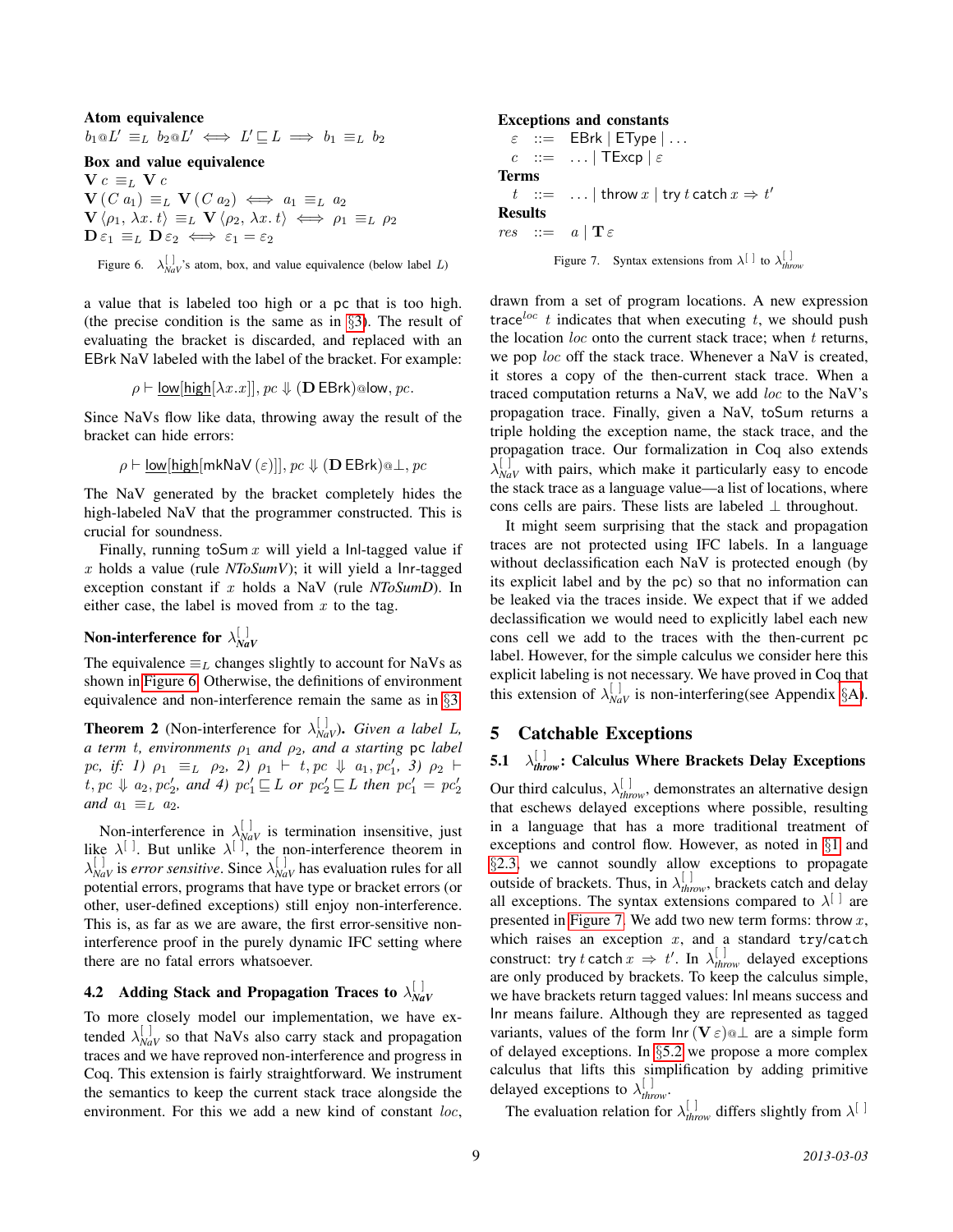**Atom equivalence**

$$b_1@L' \equiv_L b_2@L' \iff L' \sqsubseteq L \implies b_1 \equiv_L b_2$$

**Box and value equivalence**

$$\mathbf{V}\,c \equiv_L \mathbf{V}\,c$$
$$\mathbf{V}\,(C\,a_1) \equiv_L \mathbf{V}\,(C\,a_2) \iff a_1 \equiv_L a_2$$
$$\mathbf{V}\,\langle \rho_1,\, \lambda x.\,t\rangle \equiv_L \mathbf{V}\,\langle \rho_2,\, \lambda x.\,t\rangle \iff \rho_1 \equiv_L \rho_2$$
$$\mathbf{D}\,\varepsilon_1 \equiv_L \mathbf{D}\,\varepsilon_2 \iff \varepsilon_1 = \varepsilon_2$$

Figure 6. $\lambda^{[\,]}_{NaV}$'s atom, box, and value equivalence (below label $L$)

a value that is labeled too high or a pc that is too high. (the precise condition is the same as in §3). The result of evaluating the bracket is discarded, and replaced with an EBrk NaV labeled with the label of the bracket. For example:

$$\rho \vdash \underline{\mathsf{low}}[\underline{\mathsf{high}}[\lambda x.x]], pc \Downarrow (\mathbf{D}\,\mathsf{EBrk})@\mathsf{low}, pc.$$

Since NaVs flow like data, throwing away the result of the bracket can hide errors:

$$\rho \vdash \underline{\mathsf{low}}[\underline{\mathsf{high}}[\mathsf{mkNaV}\,(\varepsilon)]], pc \Downarrow (\mathbf{D}\,\mathsf{EBrk})@\bot, pc$$

The NaV generated by the bracket completely hides the high-labeled NaV that the programmer constructed. This is crucial for soundness.

Finally, running $\mathsf{toSum}\,x$ will yield a lnl-tagged value if $x$ holds a value (rule *NToSumV*); it will yield a lnr-tagged exception constant if $x$ holds a NaV (rule *NToSumD*). In either case, the label is moved from $x$ to the tag.

### Non-interference for $\lambda^{[\,]}_{NaV}$

The equivalence $\equiv_L$ changes slightly to account for NaVs as shown in Figure 6. Otherwise, the definitions of environment equivalence and non-interference remain the same as in §3.

**Theorem 2** (Non-interference for $\lambda^{[\,]}_{NaV}$). *Given a label $L$, a term $t$, environments $\rho_1$ and $\rho_2$, and a starting* pc *label $pc$, if: 1) $\rho_1 \equiv_L \rho_2$, 2) $\rho_1 \vdash t, pc \Downarrow a_1, pc_1'$, 3) $\rho_2 \vdash t, pc \Downarrow a_2, pc_2'$, and 4) $pc_1' \sqsubseteq L$ or $pc_2' \sqsubseteq L$ then $pc_1' = pc_2'$ and $a_1 \equiv_L a_2$.*

Non-interference in $\lambda^{[\,]}_{NaV}$ is termination insensitive, just like $\lambda^{[\,]}$. But unlike $\lambda^{[\,]}$, the non-interference theorem in $\lambda^{[\,]}_{NaV}$ is *error sensitive*. Since $\lambda^{[\,]}_{NaV}$ has evaluation rules for all potential errors, programs that have type or bracket errors (or other, user-defined exceptions) still enjoy non-interference. This is, as far as we are aware, the first error-sensitive non-interference proof in the purely dynamic IFC setting where there are no fatal errors whatsoever.

### 4.2 Adding Stack and Propagation Traces to $\lambda^{[\,]}_{NaV}$

To more closely model our implementation, we have extended $\lambda^{[\,]}_{NaV}$ so that NaVs also carry stack and propagation traces and we have reproved non-interference and progress in Coq. This extension is fairly straightforward. We instrument the semantics to keep the current stack trace alongside the environment. For this we add a new kind of constant $loc$, drawn from a set of program locations. A new expression $\mathsf{trace}^{loc}\ t$ indicates that when executing $t$, we should push the location $loc$ onto the current stack trace; when $t$ returns, we pop $loc$ off the stack trace. Whenever a NaV is created, it stores a copy of the then-current stack trace. When a traced computation returns a NaV, we add $loc$ to the NaV's propagation trace. Finally, given a NaV, toSum returns a triple holding the exception name, the stack trace, and the propagation trace. Our formalization in Coq also extends $\lambda^{[\,]}_{NaV}$ with pairs, which make it particularly easy to encode the stack trace as a language value—a list of locations, where cons cells are pairs. These lists are labeled $\bot$ throughout.

It might seem surprising that the stack and propagation traces are not protected using IFC labels. In a language without declassification each NaV is protected enough (by its explicit label and by the pc) so that no information can be leaked via the traces inside. We expect that if we added declassification we would need to explicitly label each new cons cell we add to the traces with the then-current pc label. However, for the simple calculus we consider here this explicit labeling is not necessary. We have proved in Coq that this extension of $\lambda^{[\,]}_{NaV}$ is non-interfering(see Appendix §A).

## 5 Catchable Exceptions

### 5.1 $\lambda^{[\,]}_{throw}$: Calculus Where Brackets Delay Exceptions

**Exceptions and constants**

$$\varepsilon \ ::= \ \mathsf{EBrk} \mid \mathsf{EType} \mid \ldots$$
$$c \ ::= \ \ldots \mid \mathsf{TExcp} \mid \varepsilon$$

**Terms**

$$t \ ::= \ \ldots \mid \mathsf{throw}\ x \mid \mathsf{try}\ t\ \mathsf{catch}\ x \Rightarrow t'$$

**Results**

$$res \ ::= \ a \mid \mathbf{T}\,\varepsilon$$

Figure 7. Syntax extensions from $\lambda^{[\,]}$ to $\lambda^{[\,]}_{throw}$

Our third calculus, $\lambda^{[\,]}_{throw}$, demonstrates an alternative design that eschews delayed exceptions where possible, resulting in a language that has a more traditional treatment of exceptions and control flow. However, as noted in §1 and §2.3, we cannot soundly allow exceptions to propagate outside of brackets. Thus, in $\lambda^{[\,]}_{throw}$, brackets catch and delay all exceptions. The syntax extensions compared to $\lambda^{[\,]}$ are presented in Figure 7. We add two new term forms: $\mathsf{throw}\ x$, which raises an exception $x$, and a standard try/catch construct: $\mathsf{try}\ t\ \mathsf{catch}\ x \Rightarrow t'$. In $\lambda^{[\,]}_{throw}$ delayed exceptions are only produced by brackets. To keep the calculus simple, we have brackets return tagged values: lnl means success and lnr means failure. Although they are represented as tagged variants, values of the form $\mathsf{lnr}\,(\mathbf{V}\,\varepsilon)@\bot$ are a simple form of delayed exceptions. In §5.2 we propose a more complex calculus that lifts this simplification by adding primitive delayed exceptions to $\lambda^{[\,]}_{throw}$.

The evaluation relation for $\lambda^{[\,]}_{throw}$ differs slightly from $\lambda^{[\,]}$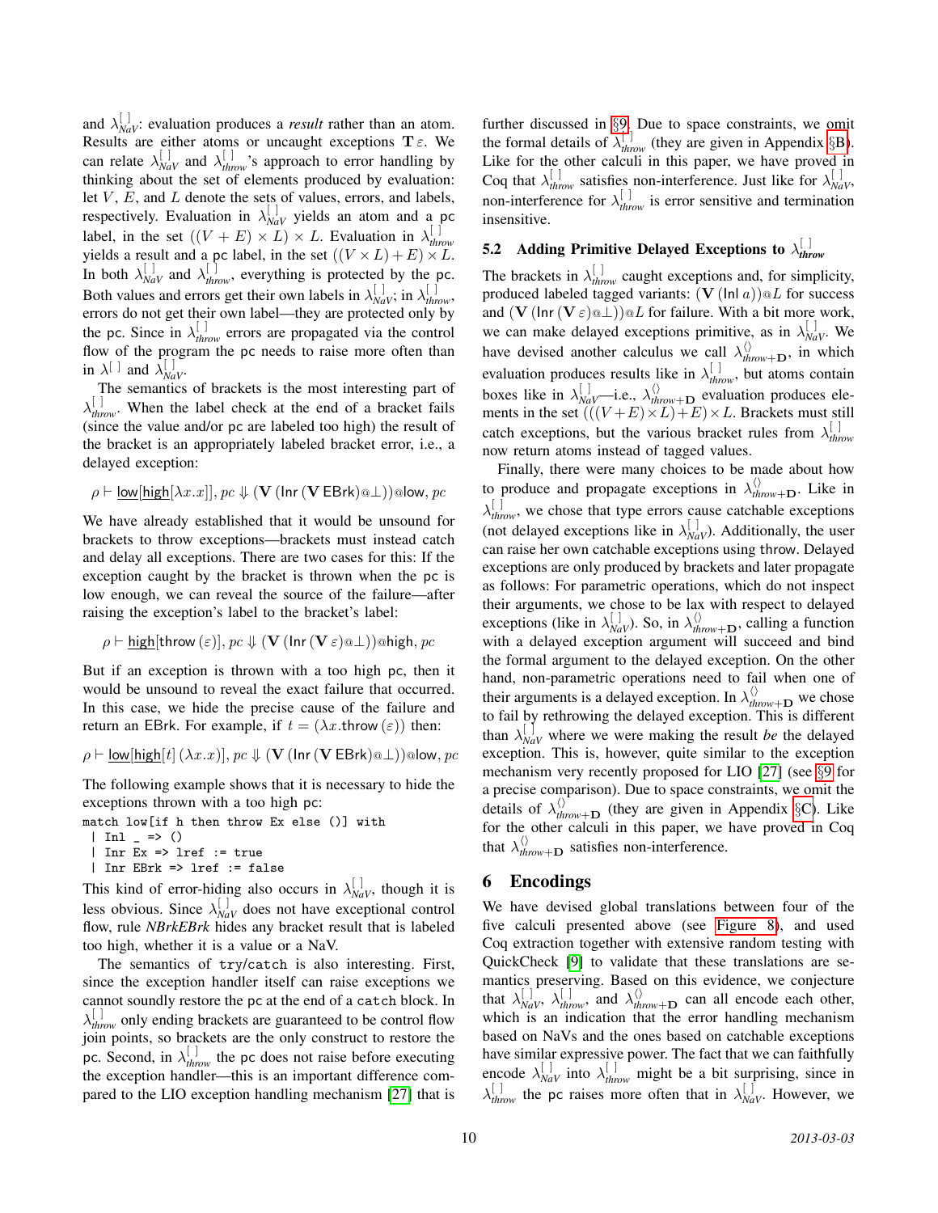and $\lambda^{[\,]}_{NaV}$: evaluation produces a *result* rather than an atom. Results are either atoms or uncaught exceptions $\mathbf{T}\,\varepsilon$. We can relate $\lambda^{[\,]}_{NaV}$ and $\lambda^{[\,]}_{throw}$'s approach to error handling by thinking about the set of elements produced by evaluation: let $V$, $E$, and $L$ denote the sets of values, errors, and labels, respectively. Evaluation in $\lambda^{[\,]}_{NaV}$ yields an atom and a pc label, in the set $((V + E) \times L) \times L$. Evaluation in $\lambda^{[\,]}_{throw}$ yields a result and a pc label, in the set $((V \times L) + E) \times L$. In both $\lambda^{[\,]}_{NaV}$ and $\lambda^{[\,]}_{throw}$, everything is protected by the pc. Both values and errors get their own labels in $\lambda^{[\,]}_{NaV}$; in $\lambda^{[\,]}_{throw}$, errors do not get their own label—they are protected only by the pc. Since in $\lambda^{[\,]}_{throw}$ errors are propagated via the control flow of the program the pc needs to raise more often than in $\lambda^{[\,]}$ and $\lambda^{[\,]}_{NaV}$.

The semantics of brackets is the most interesting part of $\lambda^{[\,]}_{throw}$. When the label check at the end of a bracket fails (since the value and/or pc are labeled too high) the result of the bracket is an appropriately labeled bracket error, i.e., a delayed exception:

$$\rho \vdash \underline{\mathsf{low}}[\underline{\mathsf{high}}[\lambda x.x]], pc \Downarrow (\mathbf{V}\,(\mathsf{Inr}\,(\mathbf{V}\,\mathsf{EBrk})@\bot))@\mathsf{low}, pc$$

We have already established that it would be unsound for brackets to throw exceptions—brackets must instead catch and delay all exceptions. There are two cases for this: If the exception caught by the bracket is thrown when the pc is low enough, we can reveal the source of the failure—after raising the exception's label to the bracket's label:

$$\rho \vdash \underline{\mathsf{high}}[\mathsf{throw}\,(\varepsilon)], pc \Downarrow (\mathbf{V}\,(\mathsf{Inr}\,(\mathbf{V}\,\varepsilon)@\bot))@\mathsf{high}, pc$$

But if an exception is thrown with a too high pc, then it would be unsound to reveal the exact failure that occurred. In this case, we hide the precise cause of the failure and return an EBrk. For example, if $t = (\lambda x.\mathsf{throw}\,(\varepsilon))$ then:

$$\rho \vdash \underline{\mathsf{low}}[\underline{\mathsf{high}}[t]\,(\lambda x.x)], pc \Downarrow (\mathbf{V}\,(\mathsf{Inr}\,(\mathbf{V}\,\mathsf{EBrk})@\bot))@\mathsf{low}, pc$$

The following example shows that it is necessary to hide the exceptions thrown with a too high pc:

```
match low[if h then throw Ex else ()] with
 | Inl _ => ()
 | Inr Ex => lref := true
 | Inr EBrk => lref := false
```

This kind of error-hiding also occurs in $\lambda^{[\,]}_{NaV}$, though it is less obvious. Since $\lambda^{[\,]}_{NaV}$ does not have exceptional control flow, rule *NBrkEBrk* hides any bracket result that is labeled too high, whether it is a value or a NaV.

The semantics of try/catch is also interesting. First, since the exception handler itself can raise exceptions we cannot soundly restore the pc at the end of a catch block. In $\lambda^{[\,]}_{throw}$ only ending brackets are guaranteed to be control flow join points, so brackets are the only construct to restore the pc. Second, in $\lambda^{[\,]}_{throw}$ the pc does not raise before executing the exception handler—this is an important difference compared to the LIO exception handling mechanism [27] that is further discussed in §9. Due to space constraints, we omit the formal details of $\lambda^{[\,]}_{throw}$ (they are given in Appendix §B). Like for the other calculi in this paper, we have proved in Coq that $\lambda^{[\,]}_{throw}$ satisfies non-interference. Just like for $\lambda^{[\,]}_{NaV}$, non-interference for $\lambda^{[\,]}_{throw}$ is error sensitive and termination insensitive.

### 5.2 Adding Primitive Delayed Exceptions to $\lambda^{[\,]}_{throw}$

The brackets in $\lambda^{[\,]}_{throw}$ caught exceptions and, for simplicity, produced labeled tagged variants: $(\mathbf{V}\,(\mathsf{Inl}\,a))@L$ for success and $(\mathbf{V}\,(\mathsf{Inr}\,(\mathbf{V}\,\varepsilon)@\bot))@L$ for failure. With a bit more work, we can make delayed exceptions primitive, as in $\lambda^{[\,]}_{NaV}$. We have devised another calculus we call $\lambda^{\langle\rangle}_{throw+\mathbf{D}}$, in which evaluation produces results like in $\lambda^{[\,]}_{throw}$, but atoms contain boxes like in $\lambda^{[\,]}_{NaV}$—i.e., $\lambda^{\langle\rangle}_{throw+\mathbf{D}}$ evaluation produces elements in the set $(((V + E) \times L) + E) \times L$. Brackets must still catch exceptions, but the various bracket rules from $\lambda^{[\,]}_{throw}$ now return atoms instead of tagged values.

Finally, there were many choices to be made about how to produce and propagate exceptions in $\lambda^{\langle\rangle}_{throw+\mathbf{D}}$. Like in $\lambda^{[\,]}_{throw}$, we chose that type errors cause catchable exceptions (not delayed exceptions like in $\lambda^{[\,]}_{NaV}$). Additionally, the user can raise her own catchable exceptions using throw. Delayed exceptions are only produced by brackets and later propagate as follows: For parametric operations, which do not inspect their arguments, we chose to be lax with respect to delayed exceptions (like in $\lambda^{[\,]}_{NaV}$). So, in $\lambda^{\langle\rangle}_{throw+\mathbf{D}}$, calling a function with a delayed exception argument will succeed and bind the formal argument to the delayed exception. On the other hand, non-parametric operations need to fail when one of their arguments is a delayed exception. In $\lambda^{\langle\rangle}_{throw+\mathbf{D}}$ we chose to fail by rethrowing the delayed exception. This is different than $\lambda^{[\,]}_{NaV}$ where we were making the result *be* the delayed exception. This is, however, quite similar to the exception mechanism very recently proposed for LIO [27] (see §9 for a precise comparison). Due to space constraints, we omit the details of $\lambda^{\langle\rangle}_{throw+\mathbf{D}}$ (they are given in Appendix §C). Like for the other calculi in this paper, we have proved in Coq that $\lambda^{\langle\rangle}_{throw+\mathbf{D}}$ satisfies non-interference.

## 6 Encodings

We have devised global translations between four of the five calculi presented above (see Figure 8), and used Coq extraction together with extensive random testing with QuickCheck [9] to validate that these translations are semantics preserving. Based on this evidence, we conjecture that $\lambda^{[\,]}_{NaV}$, $\lambda^{[\,]}_{throw}$, and $\lambda^{\langle\rangle}_{throw+\mathbf{D}}$ can all encode each other, which is an indication that the error handling mechanism based on NaVs and the ones based on catchable exceptions have similar expressive power. The fact that we can faithfully encode $\lambda^{[\,]}_{NaV}$ into $\lambda^{[\,]}_{throw}$ might be a bit surprising, since in $\lambda^{[\,]}_{throw}$ the pc raises more often that in $\lambda^{[\,]}_{NaV}$. However, we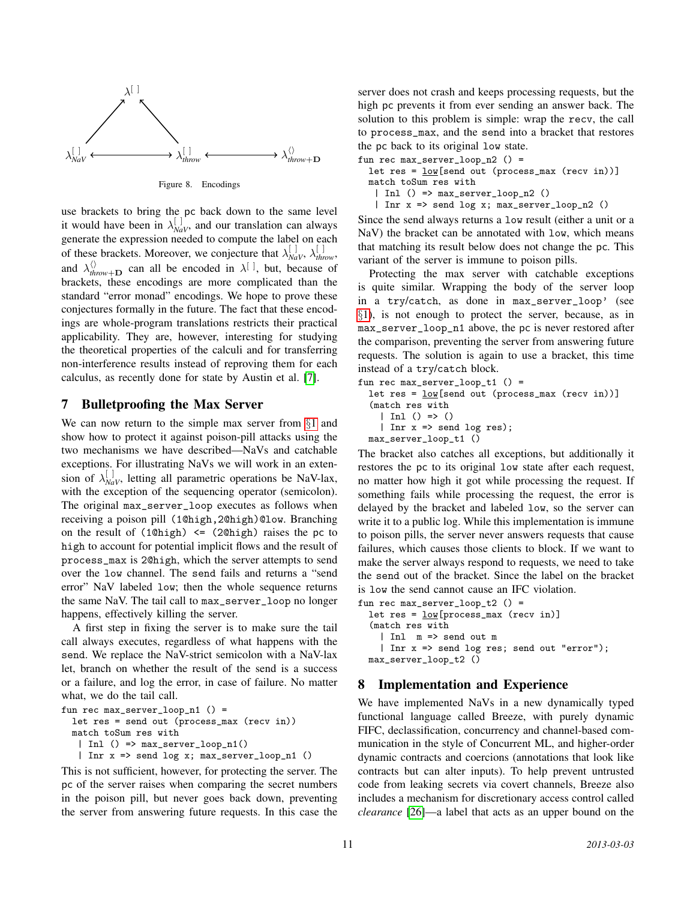Figure 8. Encodings

use brackets to bring the pc back down to the same level it would have been in $\lambda^{[\,]}_{NaV}$, and our translation can always generate the expression needed to compute the label on each of these brackets. Moreover, we conjecture that $\lambda^{[\,]}_{NaV}$, $\lambda^{[\,]}_{throw}$, and $\lambda^{\langle\rangle}_{throw+\mathbf{D}}$ can all be encoded in $\lambda^{[\,]}$, but, because of brackets, these encodings are more complicated than the standard "error monad" encodings. We hope to prove these conjectures formally in the future. The fact that these encodings are whole-program translations restricts their practical applicability. They are, however, interesting for studying the theoretical properties of the calculi and for transferring non-interference results instead of reproving them for each calculus, as recently done for state by Austin et al. [7].

## 7 Bulletproofing the Max Server

We can now return to the simple max server from §1 and show how to protect it against poison-pill attacks using the two mechanisms we have described—NaVs and catchable exceptions. For illustrating NaVs we will work in an extension of $\lambda^{[\,]}_{NaV}$, letting all parametric operations be NaV-lax, with the exception of the sequencing operator (semicolon). The original `max_server_loop` executes as follows when receiving a poison pill `(1@high,2@high)@low`. Branching on the result of `(1@high) <= (2@high)` raises the pc to `high` to account for potential implicit flows and the result of `process_max` is `2@high`, which the server attempts to send over the `low` channel. The `send` fails and returns a "send error" NaV labeled `low`; then the whole sequence returns the same NaV. The tail call to `max_server_loop` no longer happens, effectively killing the server.

A first step in fixing the server is to make sure the tail call always executes, regardless of what happens with the `send`. We replace the NaV-strict semicolon with a NaV-lax let, branch on whether the result of the send is a success or a failure, and log the error, in case of failure. No matter what, we do the tail call.

```
fun rec max_server_loop_n1 () =
  let res = send out (process_max (recv in))
  match toSum res with
   | Inl () => max_server_loop_n1()
   | Inr x => send log x; max_server_loop_n1 ()
```

This is not sufficient, however, for protecting the server. The pc of the server raises when comparing the secret numbers in the poison pill, but never goes back down, preventing the server from answering future requests. In this case the server does not crash and keeps processing requests, but the high pc prevents it from ever sending an answer back. The solution to this problem is simple: wrap the `recv`, the call to `process_max`, and the `send` into a bracket that restores the pc back to its original `low` state.

```
fun rec max_server_loop_n2 () =
  let res = low[send out (process_max (recv in))]
  match toSum res with
   | Inl () => max_server_loop_n2 ()
   | Inr x => send log x; max_server_loop_n2 ()
```

Since the send always returns a `low` result (either a unit or a NaV) the bracket can be annotated with `low`, which means that matching its result below does not change the pc. This variant of the server is immune to poison pills.

Protecting the max server with catchable exceptions is quite similar. Wrapping the body of the server loop in a try/catch, as done in `max_server_loop'` (see §1), is not enough to protect the server, because, as in `max_server_loop_n1` above, the pc is never restored after the comparison, preventing the server from answering future requests. The solution is again to use a bracket, this time instead of a `try/catch` block.

```
fun rec max_server_loop_t1 () =
  let res = low[send out (process_max (recv in))]
  (match res with
    | Inl () => ()
    | Inr x => send log res);
  max_server_loop_t1 ()
```

The bracket also catches all exceptions, but additionally it restores the pc to its original `low` state after each request, no matter how high it got while processing the request. If something fails while processing the request, the error is delayed by the bracket and labeled `low`, so the server can write it to a public log. While this implementation is immune to poison pills, the server never answers requests that cause failures, which causes those clients to block. If we want to make the server always respond to requests, we need to take the `send out` of the bracket. Since the label on the bracket is `low` the send cannot cause an IFC violation.

```
fun rec max_server_loop_t2 () =
  let res = low[process_max (recv in)]
  (match res with
    | Inl  m => send out m
    | Inr x => send log res; send out "error");
  max_server_loop_t2 ()
```

## 8 Implementation and Experience

We have implemented NaVs in a new dynamically typed functional language called Breeze, with purely dynamic FIFC, declassification, concurrency and channel-based communication in the style of Concurrent ML, and higher-order dynamic contracts and coercions (annotations that look like contracts but can alter inputs). To help prevent untrusted code from leaking secrets via covert channels, Breeze also includes a mechanism for discretionary access control called *clearance* [26]—a label that acts as an upper bound on the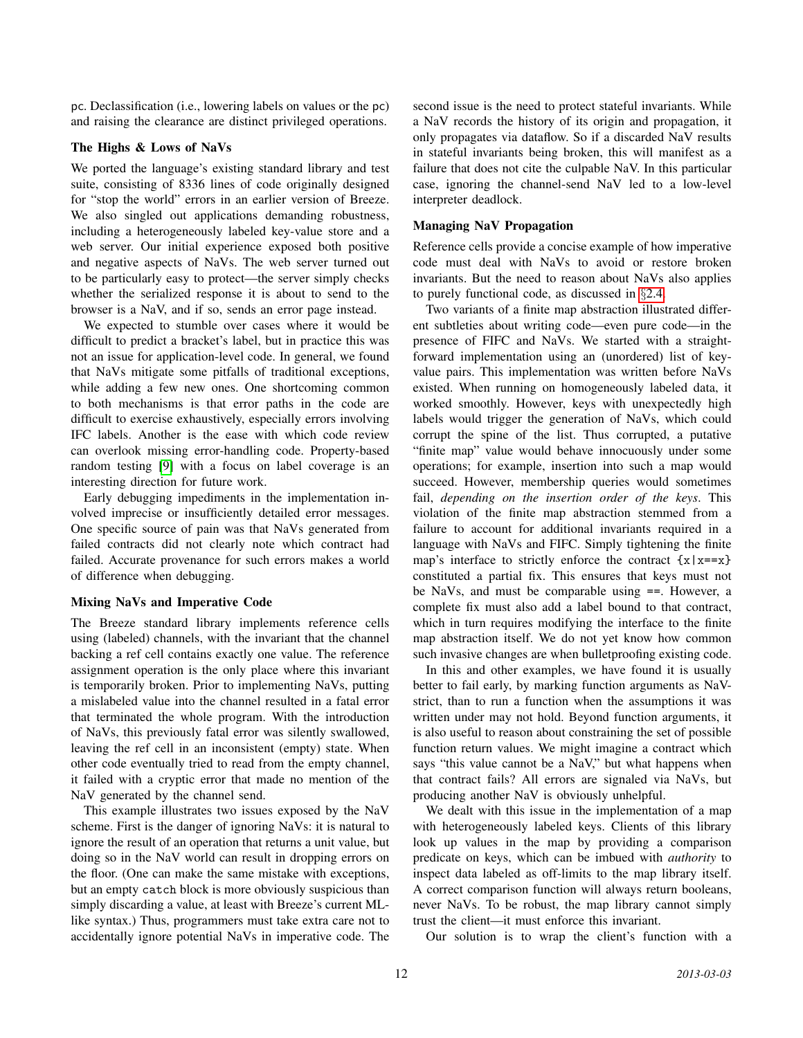pc. Declassification (i.e., lowering labels on values or the pc) and raising the clearance are distinct privileged operations.

### The Highs & Lows of NaVs

We ported the language's existing standard library and test suite, consisting of 8336 lines of code originally designed for "stop the world" errors in an earlier version of Breeze. We also singled out applications demanding robustness, including a heterogeneously labeled key-value store and a web server. Our initial experience exposed both positive and negative aspects of NaVs. The web server turned out to be particularly easy to protect—the server simply checks whether the serialized response it is about to send to the browser is a NaV, and if so, sends an error page instead.

We expected to stumble over cases where it would be difficult to predict a bracket's label, but in practice this was not an issue for application-level code. In general, we found that NaVs mitigate some pitfalls of traditional exceptions, while adding a few new ones. One shortcoming common to both mechanisms is that error paths in the code are difficult to exercise exhaustively, especially errors involving IFC labels. Another is the ease with which code review can overlook missing error-handling code. Property-based random testing [9] with a focus on label coverage is an interesting direction for future work.

Early debugging impediments in the implementation involved imprecise or insufficiently detailed error messages. One specific source of pain was that NaVs generated from failed contracts did not clearly note which contract had failed. Accurate provenance for such errors makes a world of difference when debugging.

### Mixing NaVs and Imperative Code

The Breeze standard library implements reference cells using (labeled) channels, with the invariant that the channel backing a ref cell contains exactly one value. The reference assignment operation is the only place where this invariant is temporarily broken. Prior to implementing NaVs, putting a mislabeled value into the channel resulted in a fatal error that terminated the whole program. With the introduction of NaVs, this previously fatal error was silently swallowed, leaving the ref cell in an inconsistent (empty) state. When other code eventually tried to read from the empty channel, it failed with a cryptic error that made no mention of the NaV generated by the channel send.

This example illustrates two issues exposed by the NaV scheme. First is the danger of ignoring NaVs: it is natural to ignore the result of an operation that returns a unit value, but doing so in the NaV world can result in dropping errors on the floor. (One can make the same mistake with exceptions, but an empty catch block is more obviously suspicious than simply discarding a value, at least with Breeze's current ML-like syntax.) Thus, programmers must take extra care not to accidentally ignore potential NaVs in imperative code. The second issue is the need to protect stateful invariants. While a NaV records the history of its origin and propagation, it only propagates via dataflow. So if a discarded NaV results in stateful invariants being broken, this will manifest as a failure that does not cite the culpable NaV. In this particular case, ignoring the channel-send NaV led to a low-level interpreter deadlock.

### Managing NaV Propagation

Reference cells provide a concise example of how imperative code must deal with NaVs to avoid or restore broken invariants. But the need to reason about NaVs also applies to purely functional code, as discussed in §2.4.

Two variants of a finite map abstraction illustrated different subtleties about writing code—even pure code—in the presence of FIFC and NaVs. We started with a straightforward implementation using an (unordered) list of key-value pairs. This implementation was written before NaVs existed. When running on homogeneously labeled data, it worked smoothly. However, keys with unexpectedly high labels would trigger the generation of NaVs, which could corrupt the spine of the list. Thus corrupted, a putative "finite map" value would behave innocuously under some operations; for example, insertion into such a map would succeed. However, membership queries would sometimes fail, *depending on the insertion order of the keys*. This violation of the finite map abstraction stemmed from a failure to account for additional invariants required in a language with NaVs and FIFC. Simply tightening the finite map's interface to strictly enforce the contract {x|x==x} constituted a partial fix. This ensures that keys must not be NaVs, and must be comparable using ==. However, a complete fix must also add a label bound to that contract, which in turn requires modifying the interface to the finite map abstraction itself. We do not yet know how common such invasive changes are when bulletproofing existing code.

In this and other examples, we have found it is usually better to fail early, by marking function arguments as NaV-strict, than to run a function when the assumptions it was written under may not hold. Beyond function arguments, it is also useful to reason about constraining the set of possible function return values. We might imagine a contract which says "this value cannot be a NaV," but what happens when that contract fails? All errors are signaled via NaVs, but producing another NaV is obviously unhelpful.

We dealt with this issue in the implementation of a map with heterogeneously labeled keys. Clients of this library look up values in the map by providing a comparison predicate on keys, which can be imbued with *authority* to inspect data labeled as off-limits to the map library itself. A correct comparison function will always return booleans, never NaVs. To be robust, the map library cannot simply trust the client—it must enforce this invariant.

Our solution is to wrap the client's function with a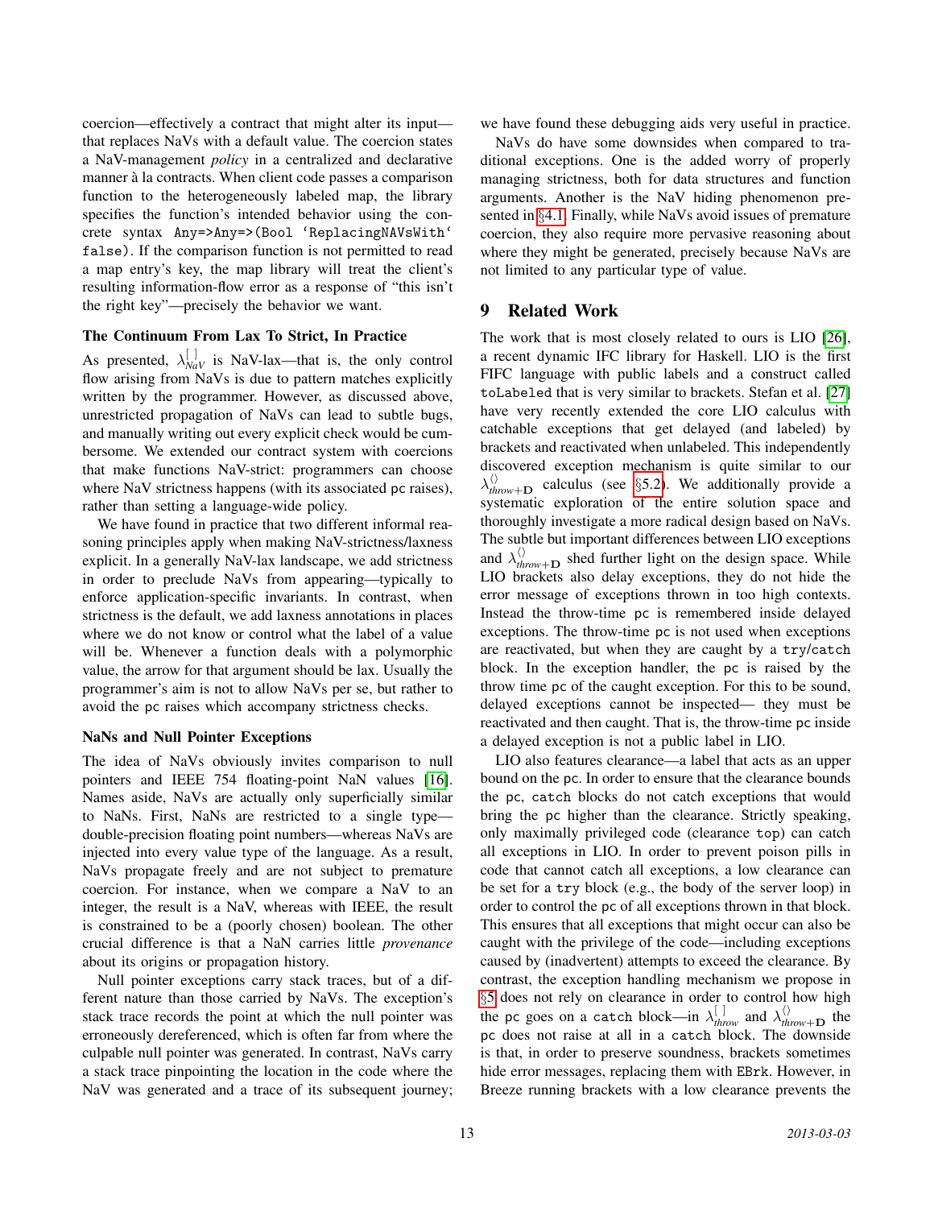coercion—effectively a contract that might alter its input—that replaces NaVs with a default value. The coercion states a NaV-management *policy* in a centralized and declarative manner à la contracts. When client code passes a comparison function to the heterogeneously labeled map, the library specifies the function's intended behavior using the concrete syntax `Any=>Any=>(Bool 'ReplacingNAVsWith' false)`. If the comparison function is not permitted to read a map entry's key, the map library will treat the client's resulting information-flow error as a response of "this isn't the right key"—precisely the behavior we want.

**The Continuum From Lax To Strict, In Practice**

As presented, $\lambda^{[\,]}_{NaV}$ is NaV-lax—that is, the only control flow arising from NaVs is due to pattern matches explicitly written by the programmer. However, as discussed above, unrestricted propagation of NaVs can lead to subtle bugs, and manually writing out every explicit check would be cumbersome. We extended our contract system with coercions that make functions NaV-strict: programmers can choose where NaV strictness happens (with its associated pc raises), rather than setting a language-wide policy.

We have found in practice that two different informal reasoning principles apply when making NaV-strictness/laxness explicit. In a generally NaV-lax landscape, we add strictness in order to preclude NaVs from appearing—typically to enforce application-specific invariants. In contrast, when strictness is the default, we add laxness annotations in places where we do not know or control what the label of a value will be. Whenever a function deals with a polymorphic value, the arrow for that argument should be lax. Usually the programmer's aim is not to allow NaVs per se, but rather to avoid the pc raises which accompany strictness checks.

**NaNs and Null Pointer Exceptions**

The idea of NaVs obviously invites comparison to null pointers and IEEE 754 floating-point NaN values [16]. Names aside, NaVs are actually only superficially similar to NaNs. First, NaNs are restricted to a single type—double-precision floating point numbers—whereas NaVs are injected into every value type of the language. As a result, NaVs propagate freely and are not subject to premature coercion. For instance, when we compare a NaV to an integer, the result is a NaV, whereas with IEEE, the result is constrained to be a (poorly chosen) boolean. The other crucial difference is that a NaN carries little *provenance* about its origins or propagation history.

Null pointer exceptions carry stack traces, but of a different nature than those carried by NaVs. The exception's stack trace records the point at which the null pointer was erroneously dereferenced, which is often far from where the culpable null pointer was generated. In contrast, NaVs carry a stack trace pinpointing the location in the code where the NaV was generated and a trace of its subsequent journey; we have found these debugging aids very useful in practice.

NaVs do have some downsides when compared to traditional exceptions. One is the added worry of properly managing strictness, both for data structures and function arguments. Another is the NaV hiding phenomenon presented in §4.1. Finally, while NaVs avoid issues of premature coercion, they also require more pervasive reasoning about where they might be generated, precisely because NaVs are not limited to any particular type of value.

# 9 Related Work

The work that is most closely related to ours is LIO [26], a recent dynamic IFC library for Haskell. LIO is the first FIFC language with public labels and a construct called `toLabeled` that is very similar to brackets. Stefan et al. [27] have very recently extended the core LIO calculus with catchable exceptions that get delayed (and labeled) by brackets and reactivated when unlabeled. This independently discovered exception mechanism is quite similar to our $\lambda^{\langle\rangle}_{throw+\mathbf{D}}$ calculus (see §5.2). We additionally provide a systematic exploration of the entire solution space and thoroughly investigate a more radical design based on NaVs. The subtle but important differences between LIO exceptions and $\lambda^{\langle\rangle}_{throw+\mathbf{D}}$ shed further light on the design space. While LIO brackets also delay exceptions, they do not hide the error message of exceptions thrown in too high contexts. Instead the throw-time pc is remembered inside delayed exceptions. The throw-time pc is not used when exceptions are reactivated, but when they are caught by a try/catch block. In the exception handler, the pc is raised by the throw time pc of the caught exception. For this to be sound, delayed exceptions cannot be inspected— they must be reactivated and then caught. That is, the throw-time pc inside a delayed exception is not a public label in LIO.

LIO also features clearance—a label that acts as an upper bound on the pc. In order to ensure that the clearance bounds the pc, catch blocks do not catch exceptions that would bring the pc higher than the clearance. Strictly speaking, only maximally privileged code (clearance top) can catch all exceptions in LIO. In order to prevent poison pills in code that cannot catch all exceptions, a low clearance can be set for a try block (e.g., the body of the server loop) in order to control the pc of all exceptions thrown in that block. This ensures that all exceptions that might occur can also be caught with the privilege of the code—including exceptions caused by (inadvertent) attempts to exceed the clearance. By contrast, the exception handling mechanism we propose in §5 does not rely on clearance in order to control how high the pc goes on a catch block—in $\lambda^{[\,]}_{throw}$ and $\lambda^{\langle\rangle}_{throw+\mathbf{D}}$ the pc does not raise at all in a catch block. The downside is that, in order to preserve soundness, brackets sometimes hide error messages, replacing them with EBrk. However, in Breeze running brackets with a low clearance prevents the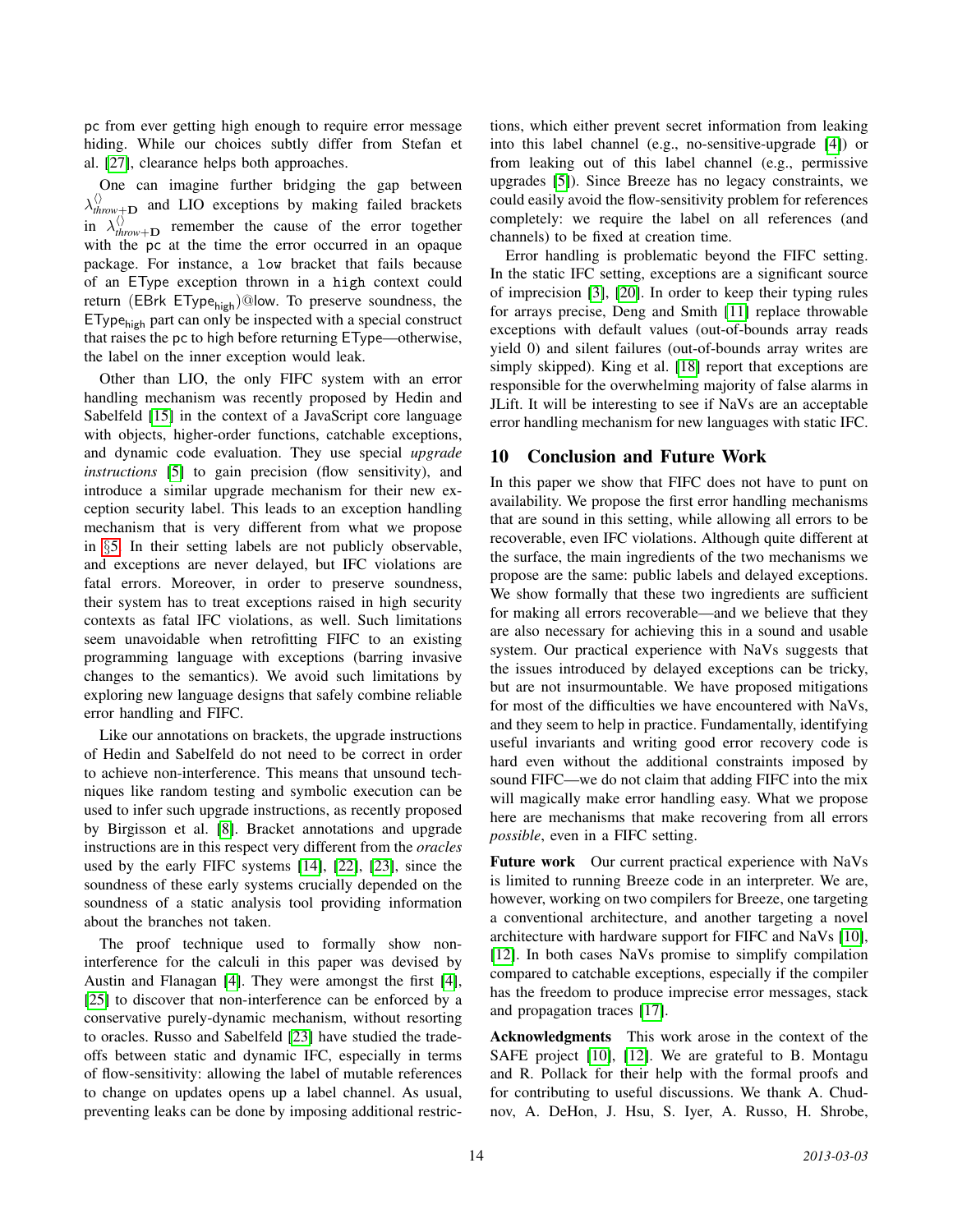pc from ever getting high enough to require error message hiding. While our choices subtly differ from Stefan et al. [27], clearance helps both approaches.

One can imagine further bridging the gap between $\lambda^{\langle\rangle}_{\mathit{throw}+\mathbf{D}}$ and LIO exceptions by making failed brackets in $\lambda^{\langle\rangle}_{\mathit{throw}+\mathbf{D}}$ remember the cause of the error together with the pc at the time the error occurred in an opaque package. For instance, a low bracket that fails because of an EType exception thrown in a high context could return $(\mathsf{EBrk}\ \mathsf{EType}_{\mathsf{high}})@\mathsf{low}$. To preserve soundness, the $\mathsf{EType}_{\mathsf{high}}$ part can only be inspected with a special construct that raises the pc to high before returning EType—otherwise, the label on the inner exception would leak.

Other than LIO, the only FIFC system with an error handling mechanism was recently proposed by Hedin and Sabelfeld [15] in the context of a JavaScript core language with objects, higher-order functions, catchable exceptions, and dynamic code evaluation. They use special *upgrade instructions* [5] to gain precision (flow sensitivity), and introduce a similar upgrade mechanism for their new exception security label. This leads to an exception handling mechanism that is very different from what we propose in §5. In their setting labels are not publicly observable, and exceptions are never delayed, but IFC violations are fatal errors. Moreover, in order to preserve soundness, their system has to treat exceptions raised in high security contexts as fatal IFC violations, as well. Such limitations seem unavoidable when retrofitting FIFC to an existing programming language with exceptions (barring invasive changes to the semantics). We avoid such limitations by exploring new language designs that safely combine reliable error handling and FIFC.

Like our annotations on brackets, the upgrade instructions of Hedin and Sabelfeld do not need to be correct in order to achieve non-interference. This means that unsound techniques like random testing and symbolic execution can be used to infer such upgrade instructions, as recently proposed by Birgisson et al. [8]. Bracket annotations and upgrade instructions are in this respect very different from the *oracles* used by the early FIFC systems [14], [22], [23], since the soundness of these early systems crucially depended on the soundness of a static analysis tool providing information about the branches not taken.

The proof technique used to formally show non-interference for the calculi in this paper was devised by Austin and Flanagan [4]. They were amongst the first [4], [25] to discover that non-interference can be enforced by a conservative purely-dynamic mechanism, without resorting to oracles. Russo and Sabelfeld [23] have studied the trade-offs between static and dynamic IFC, especially in terms of flow-sensitivity: allowing the label of mutable references to change on updates opens up a label channel. As usual, preventing leaks can be done by imposing additional restrictions, which either prevent secret information from leaking into this label channel (e.g., no-sensitive-upgrade [4]) or from leaking out of this label channel (e.g., permissive upgrades [5]). Since Breeze has no legacy constraints, we could easily avoid the flow-sensitivity problem for references completely: we require the label on all references (and channels) to be fixed at creation time.

Error handling is problematic beyond the FIFC setting. In the static IFC setting, exceptions are a significant source of imprecision [3], [20]. In order to keep their typing rules for arrays precise, Deng and Smith [11] replace throwable exceptions with default values (out-of-bounds array reads yield 0) and silent failures (out-of-bounds array writes are simply skipped). King et al. [18] report that exceptions are responsible for the overwhelming majority of false alarms in JLift. It will be interesting to see if NaVs are an acceptable error handling mechanism for new languages with static IFC.

## 10 Conclusion and Future Work

In this paper we show that FIFC does not have to punt on availability. We propose the first error handling mechanisms that are sound in this setting, while allowing all errors to be recoverable, even IFC violations. Although quite different at the surface, the main ingredients of the two mechanisms we propose are the same: public labels and delayed exceptions. We show formally that these two ingredients are sufficient for making all errors recoverable—and we believe that they are also necessary for achieving this in a sound and usable system. Our practical experience with NaVs suggests that the issues introduced by delayed exceptions can be tricky, but are not insurmountable. We have proposed mitigations for most of the difficulties we have encountered with NaVs, and they seem to help in practice. Fundamentally, identifying useful invariants and writing good error recovery code is hard even without the additional constraints imposed by sound FIFC—we do not claim that adding FIFC into the mix will magically make error handling easy. What we propose here are mechanisms that make recovering from all errors *possible*, even in a FIFC setting.

**Future work** Our current practical experience with NaVs is limited to running Breeze code in an interpreter. We are, however, working on two compilers for Breeze, one targeting a conventional architecture, and another targeting a novel architecture with hardware support for FIFC and NaVs [10], [12]. In both cases NaVs promise to simplify compilation compared to catchable exceptions, especially if the compiler has the freedom to produce imprecise error messages, stack and propagation traces [17].

**Acknowledgments** This work arose in the context of the SAFE project [10], [12]. We are grateful to B. Montagu and R. Pollack for their help with the formal proofs and for contributing to useful discussions. We thank A. Chudnov, A. DeHon, J. Hsu, S. Iyer, A. Russo, H. Shrobe,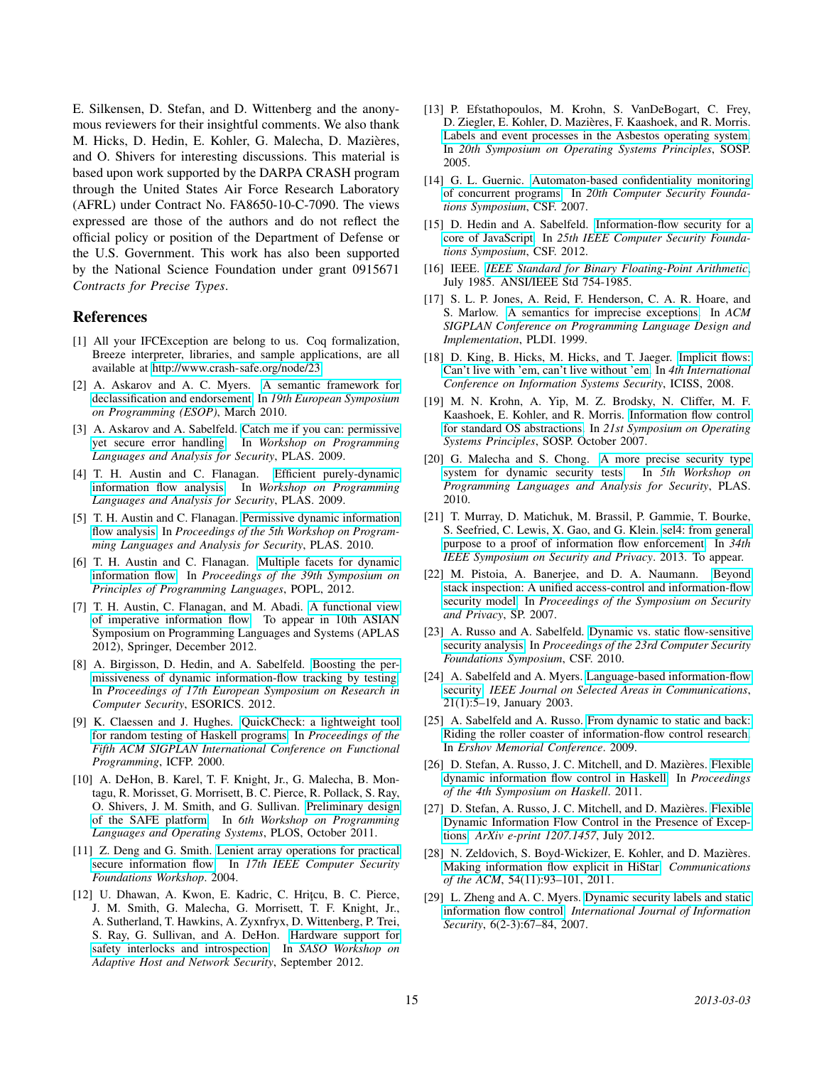E. Silkensen, D. Stefan, and D. Wittenberg and the anonymous reviewers for their insightful comments. We also thank M. Hicks, D. Hedin, E. Kohler, G. Malecha, D. Mazières, and O. Shivers for interesting discussions. This material is based upon work supported by the DARPA CRASH program through the United States Air Force Research Laboratory (AFRL) under Contract No. FA8650-10-C-7090. The views expressed are those of the authors and do not reflect the official policy or position of the Department of Defense or the U.S. Government. This work has also been supported by the National Science Foundation under grant 0915671 *Contracts for Precise Types*.

## References

[1] All your IFCException are belong to us. Coq formalization, Breeze interpreter, libraries, and sample applications, are all available at http://www.crash-safe.org/node/23.

[2] A. Askarov and A. C. Myers. A semantic framework for declassification and endorsement. In *19th European Symposium on Programming (ESOP)*, March 2010.

[3] A. Askarov and A. Sabelfeld. Catch me if you can: permissive yet secure error handling. In *Workshop on Programming Languages and Analysis for Security*, PLAS. 2009.

[4] T. H. Austin and C. Flanagan. Efficient purely-dynamic information flow analysis. In *Workshop on Programming Languages and Analysis for Security*, PLAS. 2009.

[5] T. H. Austin and C. Flanagan. Permissive dynamic information flow analysis. In *Proceedings of the 5th Workshop on Programming Languages and Analysis for Security*, PLAS. 2010.

[6] T. H. Austin and C. Flanagan. Multiple facets for dynamic information flow. In *Proceedings of the 39th Symposium on Principles of Programming Languages*, POPL, 2012.

[7] T. H. Austin, C. Flanagan, and M. Abadi. A functional view of imperative information flow. To appear in 10th ASIAN Symposium on Programming Languages and Systems (APLAS 2012), Springer, December 2012.

[8] A. Birgisson, D. Hedin, and A. Sabelfeld. Boosting the permissiveness of dynamic information-flow tracking by testing. In *Proceedings of 17th European Symposium on Research in Computer Security*, ESORICS. 2012.

[9] K. Claessen and J. Hughes. QuickCheck: a lightweight tool for random testing of Haskell programs. In *Proceedings of the Fifth ACM SIGPLAN International Conference on Functional Programming*, ICFP. 2000.

[10] A. DeHon, B. Karel, T. F. Knight, Jr., G. Malecha, B. Montagu, R. Morisset, G. Morrisett, B. C. Pierce, R. Pollack, S. Ray, O. Shivers, J. M. Smith, and G. Sullivan. Preliminary design of the SAFE platform. In *6th Workshop on Programming Languages and Operating Systems*, PLOS, October 2011.

[11] Z. Deng and G. Smith. Lenient array operations for practical secure information flow. In *17th IEEE Computer Security Foundations Workshop*. 2004.

[12] U. Dhawan, A. Kwon, E. Kadric, C. Hriţcu, B. C. Pierce, J. M. Smith, G. Malecha, G. Morrisett, T. F. Knight, Jr., A. Sutherland, T. Hawkins, A. Zyxnfryx, D. Wittenberg, P. Trei, S. Ray, G. Sullivan, and A. DeHon. Hardware support for safety interlocks and introspection. In *SASO Workshop on Adaptive Host and Network Security*, September 2012.

[13] P. Efstathopoulos, M. Krohn, S. VanDeBogart, C. Frey, D. Ziegler, E. Kohler, D. Mazières, F. Kaashoek, and R. Morris. Labels and event processes in the Asbestos operating system. In *20th Symposium on Operating Systems Principles*, SOSP. 2005.

[14] G. L. Guernic. Automaton-based confidentiality monitoring of concurrent programs. In *20th Computer Security Foundations Symposium*, CSF. 2007.

[15] D. Hedin and A. Sabelfeld. Information-flow security for a core of JavaScript. In *25th IEEE Computer Security Foundations Symposium*, CSF. 2012.

[16] IEEE. *IEEE Standard for Binary Floating-Point Arithmetic*. July 1985. ANSI/IEEE Std 754-1985.

[17] S. L. P. Jones, A. Reid, F. Henderson, C. A. R. Hoare, and S. Marlow. A semantics for imprecise exceptions. In *ACM SIGPLAN Conference on Programming Language Design and Implementation*, PLDI. 1999.

[18] D. King, B. Hicks, M. Hicks, and T. Jaeger. Implicit flows: Can't live with 'em, can't live without 'em. In *4th International Conference on Information Systems Security*, ICISS, 2008.

[19] M. N. Krohn, A. Yip, M. Z. Brodsky, N. Cliffer, M. F. Kaashoek, E. Kohler, and R. Morris. Information flow control for standard OS abstractions. In *21st Symposium on Operating Systems Principles*, SOSP. October 2007.

[20] G. Malecha and S. Chong. A more precise security type system for dynamic security tests. In *5th Workshop on Programming Languages and Analysis for Security*, PLAS. 2010.

[21] T. Murray, D. Matichuk, M. Brassil, P. Gammie, T. Bourke, S. Seefried, C. Lewis, X. Gao, and G. Klein. sel4: from general purpose to a proof of information flow enforcement. In *34th IEEE Symposium on Security and Privacy*. 2013. To appear.

[22] M. Pistoia, A. Banerjee, and D. A. Naumann. Beyond stack inspection: A unified access-control and information-flow security model. In *Proceedings of the Symposium on Security and Privacy*, SP. 2007.

[23] A. Russo and A. Sabelfeld. Dynamic vs. static flow-sensitive security analysis. In *Proceedings of the 23rd Computer Security Foundations Symposium*, CSF. 2010.

[24] A. Sabelfeld and A. Myers. Language-based information-flow security. *IEEE Journal on Selected Areas in Communications*, 21(1):5–19, January 2003.

[25] A. Sabelfeld and A. Russo. From dynamic to static and back: Riding the roller coaster of information-flow control research. In *Ershov Memorial Conference*. 2009.

[26] D. Stefan, A. Russo, J. C. Mitchell, and D. Mazières. Flexible dynamic information flow control in Haskell. In *Proceedings of the 4th Symposium on Haskell*. 2011.

[27] D. Stefan, A. Russo, J. C. Mitchell, and D. Mazières. Flexible Dynamic Information Flow Control in the Presence of Exceptions. *ArXiv e-print 1207.1457*, July 2012.

[28] N. Zeldovich, S. Boyd-Wickizer, E. Kohler, and D. Mazières. Making information flow explicit in HiStar. *Communications of the ACM*, 54(11):93–101, 2011.

[29] L. Zheng and A. C. Myers. Dynamic security labels and static information flow control. *International Journal of Information Security*, 6(2-3):67–84, 2007.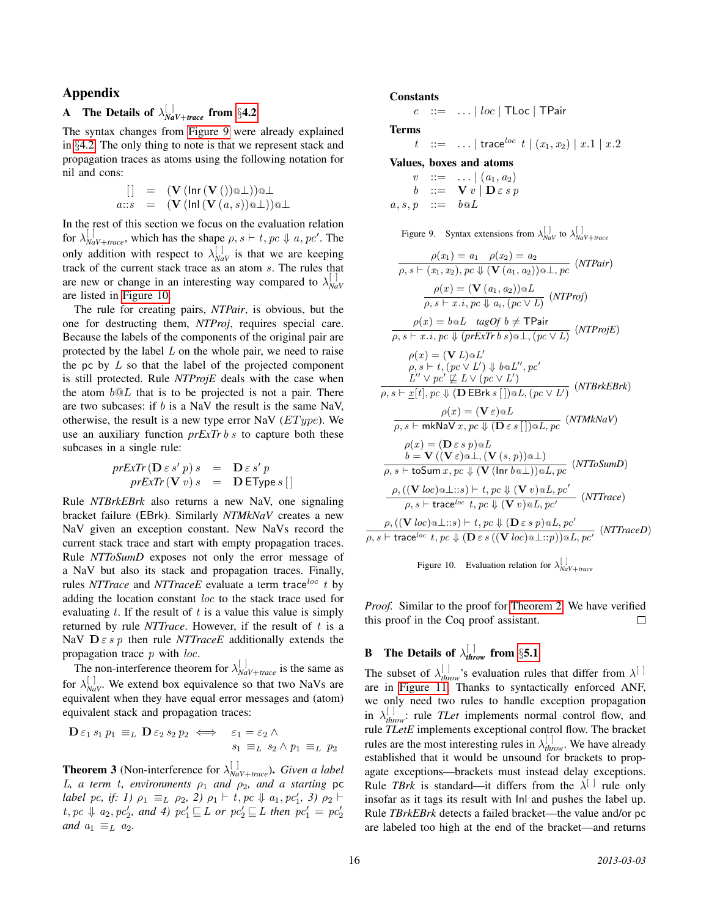# Appendix

## A The Details of $\lambda^{[\,]}_{NaV+trace}$ from §4.2

The syntax changes from Figure 9 were already explained in §4.2. The only thing to note is that we represent stack and propagation traces as atoms using the following notation for nil and cons:

$$
\begin{aligned}
[\,] &= (\mathbf{V}\,(\mathsf{Inr}\,(\mathbf{V}\,())@\bot))@\bot\\
a::s &= (\mathbf{V}\,(\mathsf{Inl}\,(\mathbf{V}\,(a,s))@\bot))@\bot
\end{aligned}
$$

In the rest of this section we focus on the evaluation relation for $\lambda^{[\,]}_{NaV+trace}$, which has the shape $\rho, s \vdash t, pc \Downarrow a, pc'$. The only addition with respect to $\lambda^{[\,]}_{NaV}$ is that we are keeping track of the current stack trace as an atom $s$. The rules that are new or change in an interesting way compared to $\lambda^{[\,]}_{NaV}$ are listed in Figure 10.

The rule for creating pairs, *NTPair*, is obvious, but the one for destructing them, *NTProj*, requires special care. Because the labels of the components of the original pair are protected by the label $L$ on the whole pair, we need to raise the pc by $L$ so that the label of the projected component is still protected. Rule *NTProjE* deals with the case when the atom $b@L$ that is to be projected is not a pair. There are two subcases: if $b$ is a NaV the result is the same NaV, otherwise, the result is a new type error NaV ($EType$). We use an auxiliary function $prExTr\; b\; s$ to capture both these subcases in a single rule:

$$
\begin{aligned}
prExTr\,(\mathbf{D}\,\varepsilon\; s'\; p)\; s &= \mathbf{D}\,\varepsilon\; s'\; p\\
prExTr\,(\mathbf{V}\,v)\; s &= \mathbf{D}\,\mathsf{EType}\; s\,[\,]
\end{aligned}
$$

Rule *NTBrkEBrk* also returns a new NaV, one signaling bracket failure (EBrk). Similarly *NTMkNaV* creates a new NaV given an exception constant. New NaVs record the current stack trace and start with empty propagation traces. Rule *NTToSumD* exposes not only the error message of a NaV but also its stack and propagation traces. Finally, rules *NTTrace* and *NTTraceE* evaluate a term $\mathsf{trace}^{loc}\; t$ by adding the location constant $loc$ to the stack trace used for evaluating $t$. If the result of $t$ is a value this value is simply returned by rule *NTTrace*. However, if the result of $t$ is a NaV $\mathbf{D}\,\varepsilon\; s\; p$ then rule *NTTraceE* additionally extends the propagation trace $p$ with $loc$.

The non-interference theorem for $\lambda^{[\,]}_{NaV+trace}$ is the same as for $\lambda^{[\,]}_{NaV}$. We extend box equivalence so that two NaVs are equivalent when they have equal error messages and (atom) equivalent stack and propagation traces:

$$
\mathbf{D}\,\varepsilon_1\; s_1\; p_1 \equiv_L \mathbf{D}\,\varepsilon_2\; s_2\; p_2 \iff \varepsilon_1 = \varepsilon_2 \wedge s_1 \equiv_L s_2 \wedge p_1 \equiv_L p_2
$$

**Theorem 3** (Non-interference for $\lambda^{[\,]}_{NaV+trace}$). *Given a label $L$, a term $t$, environments $\rho_1$ and $\rho_2$, and a starting* pc *label $pc$, if: 1) $\rho_1 \equiv_L \rho_2$, 2) $\rho_1 \vdash t, pc \Downarrow a_1, pc_1'$, 3) $\rho_2 \vdash t, pc \Downarrow a_2, pc_2'$, and 4) $pc_1' \sqsubseteq L$ or $pc_2' \sqsubseteq L$ then $pc_1' = pc_2'$ and $a_1 \equiv_L a_2$.*

**Constants**

$$c \;::=\; \ldots \mid loc \mid \mathsf{TLoc} \mid \mathsf{TPair}$$

**Terms**

$$t \;::=\; \ldots \mid \mathsf{trace}^{loc}\; t \mid (x_1, x_2) \mid x.1 \mid x.2$$

**Values, boxes and atoms**

$$
\begin{aligned}
v &::= \ldots \mid (a_1, a_2)\\
b &::= \mathbf{V}\,v \mid \mathbf{D}\,\varepsilon\; s\; p\\
a, s, p &::= b@L
\end{aligned}
$$

Figure 9. Syntax extensions from $\lambda^{[\,]}_{NaV}$ to $\lambda^{[\,]}_{NaV+trace}$

$$\frac{\rho(x_1) = a_1 \quad \rho(x_2) = a_2}{\rho, s \vdash (x_1, x_2), pc \Downarrow (\mathbf{V}\,(a_1, a_2))@\bot, pc}\;(NTPair)$$

$$\frac{\rho(x) = (\mathbf{V}\,(a_1, a_2))@L}{\rho, s \vdash x.i, pc \Downarrow a_i, (pc \vee L)}\;(NTProj)$$

$$\frac{\rho(x) = b@L \quad tagOf\; b \neq \mathsf{TPair}}{\rho, s \vdash x.i, pc \Downarrow (prExTr\; b\; s)@\bot, (pc \vee L)}\;(NTProjE)$$

$$\frac{\begin{array}{c}\rho(x) = (\mathbf{V}\,L)@L'\\ \rho, s \vdash t, (pc \vee L') \Downarrow b@L'', pc'\\ L'' \vee pc' \not\sqsubseteq L \vee (pc \vee L')\end{array}}{\rho, s \vdash \underline{x}[t], pc \Downarrow (\mathbf{D}\,\mathsf{EBrk}\; s\,[\,])@L, (pc \vee L')}\;(NTBrkEBrk)$$

$$\frac{\rho(x) = (\mathbf{V}\,\varepsilon)@L}{\rho, s \vdash \mathsf{mkNaV}\; x, pc \Downarrow (\mathbf{D}\,\varepsilon\; s\,[\,])@L, pc}\;(NTMkNaV)$$

$$\frac{\begin{array}{c}\rho(x) = (\mathbf{D}\,\varepsilon\; s\; p)@L\\ b = \mathbf{V}\,((\mathbf{V}\,\varepsilon)@\bot, (\mathbf{V}\,(s, p))@\bot)\end{array}}{\rho, s \vdash \mathsf{toSum}\; x, pc \Downarrow (\mathbf{V}\,(\mathsf{Inr}\; b@\bot))@L, pc}\;(NTToSumD)$$

$$\frac{\rho, ((\mathbf{V}\; loc)@\bot::s) \vdash t, pc \Downarrow (\mathbf{V}\,v)@L, pc'}{\rho, s \vdash \mathsf{trace}^{loc}\; t, pc \Downarrow (\mathbf{V}\,v)@L, pc'}\;(NTTrace)$$

$$\frac{\rho, ((\mathbf{V}\; loc)@\bot::s) \vdash t, pc \Downarrow (\mathbf{D}\,\varepsilon\; s\; p)@L, pc'}{\rho, s \vdash \mathsf{trace}^{loc}\; t, pc \Downarrow (\mathbf{D}\,\varepsilon\; s\,((\mathbf{V}\; loc)@\bot::p))@L, pc'}\;(NTTraceD)$$

Figure 10. Evaluation relation for $\lambda^{[\,]}_{NaV+trace}$

*Proof.* Similar to the proof for Theorem 2. We have verified this proof in the Coq proof assistant. □

## B The Details of $\lambda^{[\,]}_{throw}$ from §5.1

The subset of $\lambda^{[\,]}_{throw}$'s evaluation rules that differ from $\lambda^{[\,]}$ are in Figure 11. Thanks to syntactically enforced ANF, we only need two rules to handle exception propagation in $\lambda^{[\,]}_{throw}$: rule *TLet* implements normal control flow, and rule *TLetE* implements exceptional control flow. The bracket rules are the most interesting rules in $\lambda^{[\,]}_{throw}$. We have already established that it would be unsound for brackets to propagate exceptions—brackets must instead delay exceptions. Rule *TBrk* is standard—it differs from the $\lambda^{[\,]}$ rule only insofar as it tags its result with Inl and pushes the label up. Rule *TBrkEBrk* detects a failed bracket—the value and/or pc are labeled too high at the end of the bracket—and returns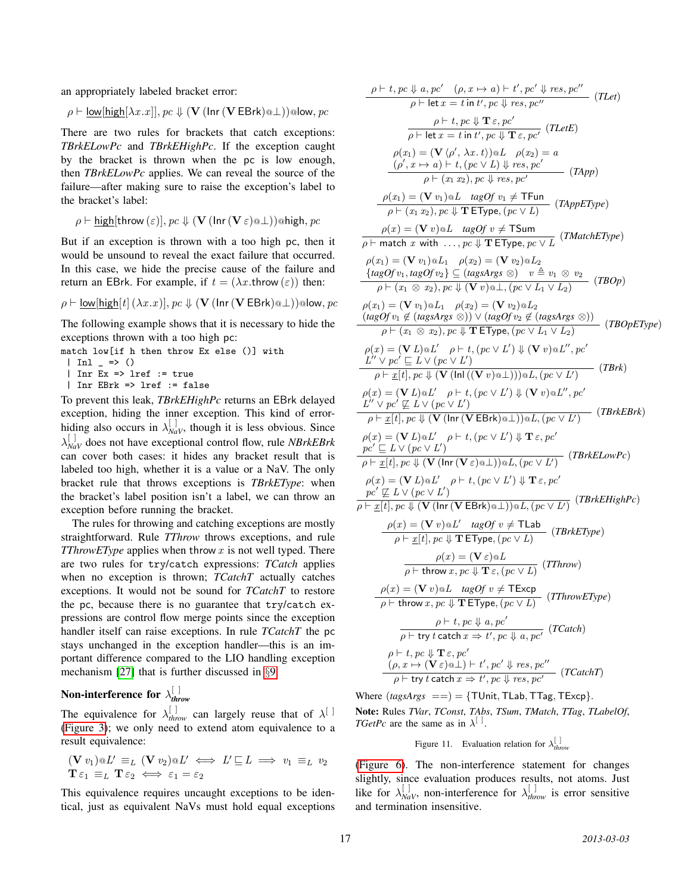an appropriately labeled bracket error:

$$\rho \vdash \underline{\mathsf{low}}[\underline{\mathsf{high}}[\lambda x.x]], pc \Downarrow (\mathbf{V}\,(\mathsf{Inr}\,(\mathbf{V}\,\mathsf{EBrk})@\bot))@\mathsf{low}, pc$$

There are two rules for brackets that catch exceptions: *TBrkELowPc* and *TBrkEHighPc*. If the exception caught by the bracket is thrown when the pc is low enough, then *TBrkELowPc* applies. We can reveal the source of the failure—after making sure to raise the exception's label to the bracket's label:

$$\rho \vdash \underline{\mathsf{high}}[\mathsf{throw}\,(\varepsilon)], pc \Downarrow (\mathbf{V}\,(\mathsf{Inr}\,(\mathbf{V}\,\varepsilon)@\bot))@\mathsf{high}, pc$$

But if an exception is thrown with a too high pc, then it would be unsound to reveal the exact failure that occurred. In this case, we hide the precise cause of the failure and return an EBrk. For example, if $t = (\lambda x.\mathsf{throw}\,(\varepsilon))$ then:

$$\rho \vdash \underline{\mathsf{low}}[\underline{\mathsf{high}}[t]\,(\lambda x.x)], pc \Downarrow (\mathbf{V}\,(\mathsf{Inr}\,(\mathbf{V}\,\mathsf{EBrk})@\bot))@\mathsf{low}, pc$$

The following example shows that it is necessary to hide the exceptions thrown with a too high pc:

```
match low[if h then throw Ex else ()] with
 | Inl _ => ()
 | Inr Ex => lref := true
 | Inr EBrk => lref := false
```

To prevent this leak, *TBrkEHighPc* returns an EBrk delayed exception, hiding the inner exception. This kind of error-hiding also occurs in $\lambda^{[\,]}_{NaV}$, though it is less obvious. Since $\lambda^{[\,]}_{NaV}$ does not have exceptional control flow, rule *NBrkEBrk* can cover both cases: it hides any bracket result that is labeled too high, whether it is a value or a NaV. The only bracket rule that throws exceptions is *TBrkEType*: when the bracket's label position isn't a label, we can throw an exception before running the bracket.

The rules for throwing and catching exceptions are mostly straightforward. Rule *TThrow* throws exceptions, and rule *TThrowEType* applies when throw $x$ is not well typed. There are two rules for try/catch expressions: *TCatch* applies when no exception is thrown; *TCatchT* actually catches exceptions. It would not be sound for *TCatchT* to restore the pc, because there is no guarantee that try/catch expressions are control flow merge points since the exception handler itself can raise exceptions. In rule *TCatchT* the pc stays unchanged in the exception handler—this is an important difference compared to the LIO handling exception mechanism [27] that is further discussed in §9.

### Non-interference for $\lambda^{[\,]}_{throw}$

The equivalence for $\lambda^{[\,]}_{throw}$ can largely reuse that of $\lambda^{[\,]}$ (Figure 3); we only need to extend atom equivalence to a result equivalence:

$$(\mathbf{V}\,v_1)@L' \equiv_L (\mathbf{V}\,v_2)@L' \iff L' \sqsubseteq L \implies v_1 \equiv_L v_2$$
$$\mathbf{T}\,\varepsilon_1 \equiv_L \mathbf{T}\,\varepsilon_2 \iff \varepsilon_1 = \varepsilon_2$$

This equivalence requires uncaught exceptions to be identical, just as equivalent NaVs must hold equal exceptions (Figure 6). The non-interference statement for changes slightly, since evaluation produces results, not atoms. Just like for $\lambda^{[\,]}_{NaV}$, non-interference for $\lambda^{[\,]}_{throw}$ is error sensitive and termination insensitive.

$$\frac{\rho \vdash t, pc \Downarrow a, pc' \quad (\rho, x \mapsto a) \vdash t', pc' \Downarrow res, pc''}{\rho \vdash \mathsf{let}\,x = t\,\mathsf{in}\,t', pc \Downarrow res, pc''}\ (\textit{TLet})$$

$$\frac{\rho \vdash t, pc \Downarrow \mathbf{T}\,\varepsilon, pc'}{\rho \vdash \mathsf{let}\,x = t\,\mathsf{in}\,t', pc \Downarrow \mathbf{T}\,\varepsilon, pc'}\ (\textit{TLetE})$$

$$\frac{\rho(x_1) = (\mathbf{V}\,\langle \rho', \lambda x.\,t\rangle)@L \quad \rho(x_2) = a \quad (\rho', x \mapsto a) \vdash t, (pc \vee L) \Downarrow res, pc'}{\rho \vdash (x_1\ x_2), pc \Downarrow res, pc'}\ (\textit{TApp})$$

$$\frac{\rho(x_1) = (\mathbf{V}\,v_1)@L \quad \mathit{tagOf}\ v_1 \neq \mathsf{TFun}}{\rho \vdash (x_1\ x_2), pc \Downarrow \mathbf{T}\,\mathsf{EType}, (pc \vee L)}\ (\textit{TAppEType})$$

$$\frac{\rho(x) = (\mathbf{V}\,v)@L \quad \mathit{tagOf}\ v \neq \mathsf{TSum}}{\rho \vdash \mathsf{match}\ x\ \mathsf{with}\ \ldots, pc \Downarrow \mathbf{T}\,\mathsf{EType}, pc \vee L}\ (\textit{TMatchEType})$$

$$\frac{\rho(x_1) = (\mathbf{V}\,v_1)@L_1 \quad \rho(x_2) = (\mathbf{V}\,v_2)@L_2 \quad \{\mathit{tagOf}\,v_1, \mathit{tagOf}\,v_2\} \subseteq (\mathit{tagsArgs}\ \otimes) \quad v \triangleq v_1 \otimes v_2}{\rho \vdash (x_1 \otimes x_2), pc \Downarrow (\mathbf{V}\,v)@\bot, (pc \vee L_1 \vee L_2)}\ (\textit{TBOp})$$

$$\frac{\rho(x_1) = (\mathbf{V}\,v_1)@L_1 \quad \rho(x_2) = (\mathbf{V}\,v_2)@L_2 \quad (\mathit{tagOf}\,v_1 \notin (\mathit{tagsArgs}\ \otimes)) \vee (\mathit{tagOf}\,v_2 \notin (\mathit{tagsArgs}\ \otimes))}{\rho \vdash (x_1 \otimes x_2), pc \Downarrow \mathbf{T}\,\mathsf{EType}, (pc \vee L_1 \vee L_2)}\ (\textit{TBOpEType})$$

$$\frac{\rho(x) = (\mathbf{V}\,L)@L' \quad \rho \vdash t, (pc \vee L') \Downarrow (\mathbf{V}\,v)@L'', pc' \quad L'' \vee pc' \sqsubseteq L \vee (pc \vee L')}{\rho \vdash \underline{x}[t], pc \Downarrow (\mathbf{V}\,(\mathsf{Inl}\,((\mathbf{V}\,v)@\bot)))@L, (pc \vee L')}\ (\textit{TBrk})$$

$$\frac{\rho(x) = (\mathbf{V}\,L)@L' \quad \rho \vdash t, (pc \vee L') \Downarrow (\mathbf{V}\,v)@L'', pc' \quad L'' \vee pc' \not\sqsubseteq L \vee (pc \vee L')}{\rho \vdash \underline{x}[t], pc \Downarrow (\mathbf{V}\,(\mathsf{Inr}\,(\mathbf{V}\,\mathsf{EBrk})@\bot))@L, (pc \vee L')}\ (\textit{TBrkEBrk})$$

$$\frac{\rho(x) = (\mathbf{V}\,L)@L' \quad \rho \vdash t, (pc \vee L') \Downarrow \mathbf{T}\,\varepsilon, pc' \quad pc' \sqsubseteq L \vee (pc \vee L')}{\rho \vdash \underline{x}[t], pc \Downarrow (\mathbf{V}\,(\mathsf{Inr}\,(\mathbf{V}\,\varepsilon)@\bot))@L, (pc \vee L')}\ (\textit{TBrkELowPc})$$

$$\frac{\rho(x) = (\mathbf{V}\,L)@L' \quad \rho \vdash t, (pc \vee L') \Downarrow \mathbf{T}\,\varepsilon, pc' \quad pc' \not\sqsubseteq L \vee (pc \vee L')}{\rho \vdash \underline{x}[t], pc \Downarrow (\mathbf{V}\,(\mathsf{Inr}\,(\mathbf{V}\,\mathsf{EBrk})@\bot))@L, (pc \vee L')}\ (\textit{TBrkEHighPc})$$

$$\frac{\rho(x) = (\mathbf{V}\,v)@L' \quad \mathit{tagOf}\ v \neq \mathsf{TLab}}{\rho \vdash \underline{x}[t], pc \Downarrow \mathbf{T}\,\mathsf{EType}, (pc \vee L)}\ (\textit{TBrkEType})$$

$$\frac{\rho(x) = (\mathbf{V}\,\varepsilon)@L}{\rho \vdash \mathsf{throw}\,x, pc \Downarrow \mathbf{T}\,\varepsilon, (pc \vee L)}\ (\textit{TThrow})$$

$$\frac{\rho(x) = (\mathbf{V}\,v)@L \quad \mathit{tagOf}\ v \neq \mathsf{TExcp}}{\rho \vdash \mathsf{throw}\,x, pc \Downarrow \mathbf{T}\,\mathsf{EType}, (pc \vee L)}\ (\textit{TThrowEType})$$

$$\frac{\rho \vdash t, pc \Downarrow a, pc'}{\rho \vdash \mathsf{try}\ t\ \mathsf{catch}\ x \Rightarrow t', pc \Downarrow a, pc'}\ (\textit{TCatch})$$

$$\frac{\rho \vdash t, pc \Downarrow \mathbf{T}\,\varepsilon, pc' \quad (\rho, x \mapsto (\mathbf{V}\,\varepsilon)@\bot) \vdash t', pc' \Downarrow res, pc''}{\rho \vdash \mathsf{try}\ t\ \mathsf{catch}\ x \Rightarrow t', pc \Downarrow res, pc'}\ (\textit{TCatchT})$$

Where $(\mathit{tagsArgs}\ ==) = \{\mathsf{TUnit}, \mathsf{TLab}, \mathsf{TTag}, \mathsf{TExcp}\}$.

**Note:** Rules *TVar*, *TConst*, *TAbs*, *TSum*, *TMatch*, *TTag*, *TLabelOf*, *TGetPc* are the same as in $\lambda^{[\,]}$.

Figure 11. Evaluation relation for $\lambda^{[\,]}_{throw}$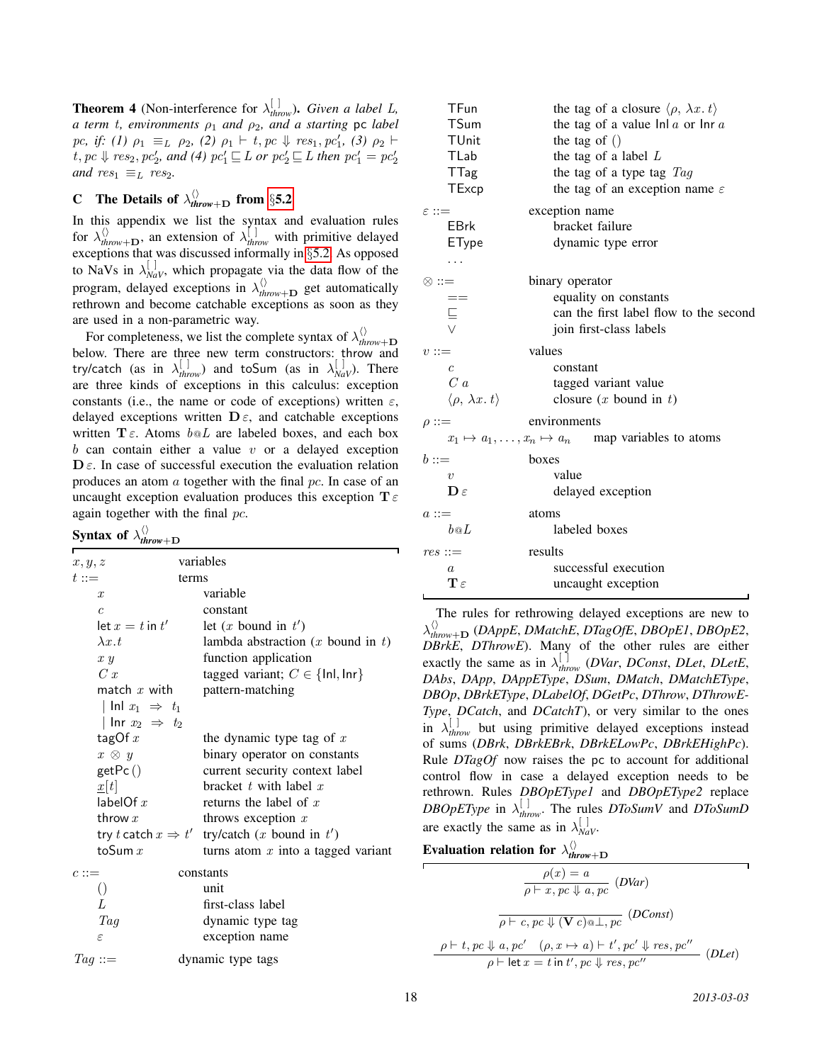**Theorem 4** (Non-interference for $\lambda^{[\,]}_{\mathit{throw}}$). *Given a label $L$, a term $t$, environments $\rho_1$ and $\rho_2$, and a starting* pc *label $pc$, if: (1) $\rho_1 \equiv_L \rho_2$, (2) $\rho_1 \vdash t, pc \Downarrow res_1, pc'_1$, (3) $\rho_2 \vdash t, pc \Downarrow res_2, pc'_2$, and (4) $pc'_1 \sqsubseteq L$ or $pc'_2 \sqsubseteq L$ then $pc'_1 = pc'_2$ and $res_1 \equiv_L res_2$.*

## C The Details of $\lambda^{\langle\rangle}_{\mathit{throw}+\mathbf{D}}$ from §5.2

In this appendix we list the syntax and evaluation rules for $\lambda^{\langle\rangle}_{\mathit{throw}+\mathbf{D}}$, an extension of $\lambda^{[\,]}_{\mathit{throw}}$ with primitive delayed exceptions that was discussed informally in §5.2. As opposed to NaVs in $\lambda^{[\,]}_{\mathit{NaV}}$, which propagate via the data flow of the program, delayed exceptions in $\lambda^{\langle\rangle}_{\mathit{throw}+\mathbf{D}}$ get automatically rethrown and become catchable exceptions as soon as they are used in a non-parametric way.

For completeness, we list the complete syntax of $\lambda^{\langle\rangle}_{\mathit{throw}+\mathbf{D}}$ below. There are three new term constructors: throw and try/catch (as in $\lambda^{[\,]}_{\mathit{throw}}$) and toSum (as in $\lambda^{[\,]}_{\mathit{NaV}}$). There are three kinds of exceptions in this calculus: exception constants (i.e., the name or code of exceptions) written $\varepsilon$, delayed exceptions written $\mathbf{D}\,\varepsilon$, and catchable exceptions written $\mathbf{T}\,\varepsilon$. Atoms $b@L$ are labeled boxes, and each box $b$ can contain either a value $v$ or a delayed exception $\mathbf{D}\,\varepsilon$. In case of successful execution the evaluation relation produces an atom $a$ together with the final $pc$. In case of an uncaught exception evaluation produces this exception $\mathbf{T}\,\varepsilon$ again together with the final $pc$.

### Syntax of $\lambda^{\langle\rangle}_{\mathit{throw}+\mathbf{D}}$

| | |
|---|---|
| $x, y, z$ | variables |
| $t ::=$ | terms |
| $\quad x$ | variable |
| $\quad c$ | constant |
| $\quad \mathsf{let}\ x = t\ \mathsf{in}\ t'$ | let ($x$ bound in $t'$) |
| $\quad \lambda x.t$ | lambda abstraction ($x$ bound in $t$) |
| $\quad x\ y$ | function application |
| $\quad C\ x$ | tagged variant; $C \in \{\mathsf{Inl}, \mathsf{Inr}\}$ |
| $\quad \mathsf{match}\ x\ \mathsf{with}$ $\mid \mathsf{Inl}\ x_1 \Rightarrow t_1$ $\mid \mathsf{Inr}\ x_2 \Rightarrow t_2$ | pattern-matching |
| $\quad \mathsf{tagOf}\ x$ | the dynamic type tag of $x$ |
| $\quad x \otimes y$ | binary operator on constants |
| $\quad \mathsf{getPc}\,()$ | current security context label |
| $\quad \underline{x}[t]$ | bracket $t$ with label $x$ |
| $\quad \mathsf{labelOf}\ x$ | returns the label of $x$ |
| $\quad \mathsf{throw}\ x$ | throws exception $x$ |
| $\quad \mathsf{try}\ t\ \mathsf{catch}\ x \Rightarrow t'$ | try/catch ($x$ bound in $t'$) |
| $\quad \mathsf{toSum}\ x$ | turns atom $x$ into a tagged variant |
| $c ::=$ | constants |
| $\quad ()$ | unit |
| $\quad L$ | first-class label |
| $\quad \mathit{Tag}$ | dynamic type tag |
| $\quad \varepsilon$ | exception name |
| $\mathit{Tag} ::=$ | dynamic type tags |
| $\quad \mathsf{TFun}$ | the tag of a closure $\langle\rho,\ \lambda x.\ t\rangle$ |
| $\quad \mathsf{TSum}$ | the tag of a value $\mathsf{Inl}\ a$ or $\mathsf{Inr}\ a$ |
| $\quad \mathsf{TUnit}$ | the tag of $()$ |
| $\quad \mathsf{TLab}$ | the tag of a label $L$ |
| $\quad \mathsf{TTag}$ | the tag of a type tag $\mathit{Tag}$ |
| $\quad \mathsf{TExcp}$ | the tag of an exception name $\varepsilon$ |
| $\varepsilon ::=$ | exception name |
| $\quad \mathsf{EBrk}$ | bracket failure |
| $\quad \mathsf{EType}$ | dynamic type error |
| $\quad \ldots$ | |
| $\otimes ::=$ | binary operator |
| $\quad ==$ | equality on constants |
| $\quad \sqsubseteq$ | can the first label flow to the second |
| $\quad \vee$ | join first-class labels |
| $v ::=$ | values |
| $\quad c$ | constant |
| $\quad C\ a$ | tagged variant value |
| $\quad \langle\rho,\ \lambda x.\ t\rangle$ | closure ($x$ bound in $t$) |
| $\rho ::=$ | environments |
| $\quad x_1 \mapsto a_1, \ldots, x_n \mapsto a_n$ | map variables to atoms |
| $b ::=$ | boxes |
| $\quad v$ | value |
| $\quad \mathbf{D}\,\varepsilon$ | delayed exception |
| $a ::=$ | atoms |
| $\quad b@L$ | labeled boxes |
| $\mathit{res} ::=$ | results |
| $\quad a$ | successful execution |
| $\quad \mathbf{T}\,\varepsilon$ | uncaught exception |

The rules for rethrowing delayed exceptions are new to $\lambda^{\langle\rangle}_{\mathit{throw}+\mathbf{D}}$ (*DAppE*, *DMatchE*, *DTagOfE*, *DBOpE1*, *DBOpE2*, *DBrkE*, *DThrowE*). Many of the other rules are either exactly the same as in $\lambda^{[\,]}_{\mathit{throw}}$ (*DVar*, *DConst*, *DLet*, *DLetE*, *DAbs*, *DApp*, *DAppEType*, *DSum*, *DMatch*, *DMatchEType*, *DBOp*, *DBrkEType*, *DLabelOf*, *DGetPc*, *DThrow*, *DThrowEType*, *DCatch*, and *DCatchT*), or very similar to the ones in $\lambda^{[\,]}_{\mathit{throw}}$ but using primitive delayed exceptions instead of sums (*DBrk*, *DBrkEBrk*, *DBrkELowPc*, *DBrkEHighPc*). Rule *DTagOf* now raises the pc to account for additional control flow in case a delayed exception needs to be rethrown. Rules *DBOpEType1* and *DBOpEType2* replace *DBOpEType* in $\lambda^{[\,]}_{\mathit{throw}}$. The rules *DToSumV* and *DToSumD* are exactly the same as in $\lambda^{[\,]}_{\mathit{NaV}}$.

### Evaluation relation for $\lambda^{\langle\rangle}_{\mathit{throw}+\mathbf{D}}$

$$\frac{\rho(x) = a}{\rho \vdash x, pc \Downarrow a, pc}\ (\mathit{DVar})$$

$$\frac{}{\rho \vdash c, pc \Downarrow (\mathbf{V}\ c)@\bot, pc}\ (\mathit{DConst})$$

$$\frac{\rho \vdash t, pc \Downarrow a, pc' \quad (\rho, x \mapsto a) \vdash t', pc' \Downarrow res, pc''}{\rho \vdash \mathsf{let}\ x = t\ \mathsf{in}\ t', pc \Downarrow res, pc''}\ (\mathit{DLet})$$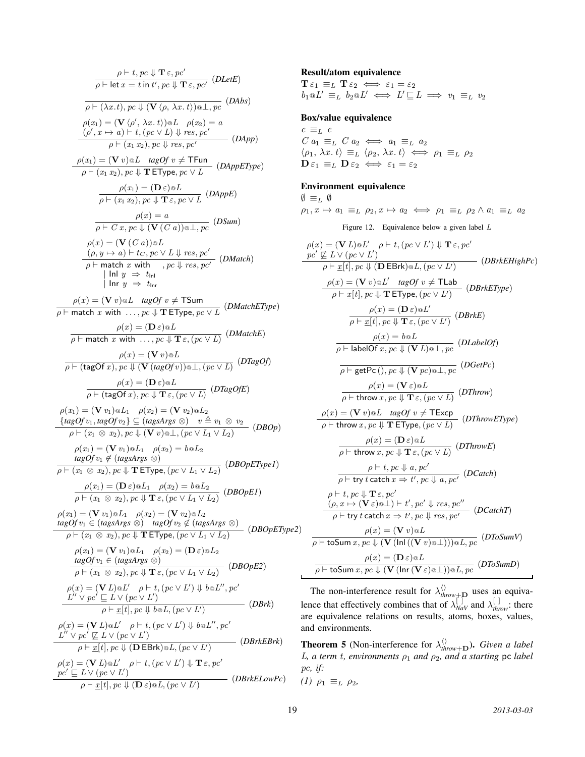$$\frac{\rho \vdash t, pc \Downarrow \mathbf{T}\,\varepsilon, pc'}{\rho \vdash \mathsf{let}\; x = t \;\mathsf{in}\; t', pc \Downarrow \mathbf{T}\,\varepsilon, pc'} \;(\mathit{DLetE})$$

$$\frac{}{\rho \vdash (\lambda x.t), pc \Downarrow (\mathbf{V}\,\langle \rho,\, \lambda x.\, t\rangle)@\bot, pc} \;(\mathit{DAbs})$$

$$\frac{\rho(x_1) = (\mathbf{V}\,\langle \rho',\, \lambda x.\, t\rangle)@L \quad \rho(x_2) = a \quad (\rho', x \mapsto a) \vdash t, (pc \vee L) \Downarrow res, pc'}{\rho \vdash (x_1\; x_2), pc \Downarrow res, pc'} \;(\mathit{DApp})$$

$$\frac{\rho(x_1) = (\mathbf{V}\,v)@L \quad \mathit{tagOf}\; v \neq \mathsf{TFun}}{\rho \vdash (x_1\; x_2), pc \Downarrow \mathbf{T}\,\mathsf{EType}, pc \vee L} \;(\mathit{DAppEType})$$

$$\frac{\rho(x_1) = (\mathbf{D}\,\varepsilon)@L}{\rho \vdash (x_1\; x_2), pc \Downarrow \mathbf{T}\,\varepsilon, pc \vee L} \;(\mathit{DAppE})$$

$$\frac{\rho(x) = a}{\rho \vdash C\; x, pc \Downarrow (\mathbf{V}\,(C\; a))@\bot, pc} \;(\mathit{DSum})$$

$$\frac{\rho(x) = (\mathbf{V}\,(C\; a))@L \quad (\rho, y \mapsto a) \vdash t_C, pc \vee L \Downarrow res, pc'}{\rho \vdash \mathsf{match}\; x \;\mathsf{with}\; \mid \mathsf{Inl}\; y \Rightarrow t_{\mathsf{Inl}} \mid \mathsf{Inr}\; y \Rightarrow t_{\mathsf{Inr}}, pc \Downarrow res, pc'} \;(\mathit{DMatch})$$

$$\frac{\rho(x) = (\mathbf{V}\,v)@L \quad \mathit{tagOf}\; v \neq \mathsf{TSum}}{\rho \vdash \mathsf{match}\; x \;\mathsf{with}\; \ldots, pc \Downarrow \mathbf{T}\,\mathsf{EType}, pc \vee L} \;(\mathit{DMatchEType})$$

$$\frac{\rho(x) = (\mathbf{D}\,\varepsilon)@L}{\rho \vdash \mathsf{match}\; x \;\mathsf{with}\; \ldots, pc \Downarrow \mathbf{T}\,\varepsilon, (pc \vee L)} \;(\mathit{DMatchE})$$

$$\frac{\rho(x) = (\mathbf{V}\,v)@L}{\rho \vdash (\mathsf{tagOf}\; x), pc \Downarrow (\mathbf{V}\,(\mathit{tagOf}\, v))@\bot, (pc \vee L)} \;(\mathit{DTagOf})$$

$$\frac{\rho(x) = (\mathbf{D}\,\varepsilon)@L}{\rho \vdash (\mathsf{tagOf}\; x), pc \Downarrow \mathbf{T}\,\varepsilon, (pc \vee L)} \;(\mathit{DTagOfE})$$

$$\frac{\rho(x_1) = (\mathbf{V}\,v_1)@L_1 \quad \rho(x_2) = (\mathbf{V}\,v_2)@L_2 \quad \{\mathit{tagOf}\, v_1, \mathit{tagOf}\, v_2\} \subseteq (\mathit{tagsArgs}\; \otimes) \quad v \triangleq v_1 \otimes v_2}{\rho \vdash (x_1 \otimes x_2), pc \Downarrow (\mathbf{V}\,v)@\bot, (pc \vee L_1 \vee L_2)} \;(\mathit{DBOp})$$

$$\frac{\rho(x_1) = (\mathbf{V}\,v_1)@L_1 \quad \rho(x_2) = b@L_2 \quad \mathit{tagOf}\, v_1 \notin (\mathit{tagsArgs}\; \otimes)}{\rho \vdash (x_1 \otimes x_2), pc \Downarrow \mathbf{T}\,\mathsf{EType}, (pc \vee L_1 \vee L_2)} \;(\mathit{DBOpEType1})$$

$$\frac{\rho(x_1) = (\mathbf{D}\,\varepsilon)@L_1 \quad \rho(x_2) = b@L_2}{\rho \vdash (x_1 \otimes x_2), pc \Downarrow \mathbf{T}\,\varepsilon, (pc \vee L_1 \vee L_2)} \;(\mathit{DBOpE1})$$

$$\frac{\rho(x_1) = (\mathbf{V}\,v_1)@L_1 \quad \rho(x_2) = (\mathbf{V}\,v_2)@L_2 \quad \mathit{tagOf}\, v_1 \in (\mathit{tagsArgs}\; \otimes) \quad \mathit{tagOf}\, v_2 \notin (\mathit{tagsArgs}\; \otimes)}{\rho \vdash (x_1 \otimes x_2), pc \Downarrow \mathbf{T}\,\mathsf{EType}, (pc \vee L_1 \vee L_2)} \;(\mathit{DBOpEType2})$$

$$\frac{\rho(x_1) = (\mathbf{V}\,v_1)@L_1 \quad \rho(x_2) = (\mathbf{D}\,\varepsilon)@L_2 \quad \mathit{tagOf}\, v_1 \in (\mathit{tagsArgs}\; \otimes)}{\rho \vdash (x_1 \otimes x_2), pc \Downarrow \mathbf{T}\,\varepsilon, (pc \vee L_1 \vee L_2)} \;(\mathit{DBOpE2})$$

$$\frac{\rho(x) = (\mathbf{V}\,L)@L' \quad \rho \vdash t, (pc \vee L') \Downarrow b@L'', pc' \quad L'' \vee pc' \sqsubseteq L \vee (pc \vee L')}{\rho \vdash \underline{x}[t], pc \Downarrow b@L, (pc \vee L')} \;(\mathit{DBrk})$$

$$\frac{\rho(x) = (\mathbf{V}\,L)@L' \quad \rho \vdash t, (pc \vee L') \Downarrow b@L'', pc' \quad L'' \vee pc' \not\sqsubseteq L \vee (pc \vee L')}{\rho \vdash \underline{x}[t], pc \Downarrow (\mathbf{D}\,\mathsf{EBrk})@L, (pc \vee L')} \;(\mathit{DBrkEBrk})$$

$$\frac{\rho(x) = (\mathbf{V}\,L)@L' \quad \rho \vdash t, (pc \vee L') \Downarrow \mathbf{T}\,\varepsilon, pc' \quad pc' \sqsubseteq L \vee (pc \vee L')}{\rho \vdash \underline{x}[t], pc \Downarrow (\mathbf{D}\,\varepsilon)@L, (pc \vee L')} \;(\mathit{DBrkELowPc})$$

$$\frac{\rho(x) = (\mathbf{V}\,L)@L' \quad \rho \vdash t, (pc \vee L') \Downarrow \mathbf{T}\,\varepsilon, pc' \quad pc' \not\sqsubseteq L \vee (pc \vee L')}{\rho \vdash \underline{x}[t], pc \Downarrow (\mathbf{D}\,\mathsf{EBrk})@L, (pc \vee L')} \;(\mathit{DBrkEHighPc})$$

$$\frac{\rho(x) = (\mathbf{V}\,v)@L' \quad \mathit{tagOf}\; v \neq \mathsf{TLab}}{\rho \vdash \underline{x}[t], pc \Downarrow \mathbf{T}\,\mathsf{EType}, (pc \vee L')} \;(\mathit{DBrkEType})$$

$$\frac{\rho(x) = (\mathbf{D}\,\varepsilon)@L'}{\rho \vdash \underline{x}[t], pc \Downarrow \mathbf{T}\,\varepsilon, (pc \vee L')} \;(\mathit{DBrkE})$$

$$\frac{\rho(x) = b@L}{\rho \vdash \mathsf{labelOf}\; x, pc \Downarrow (\mathbf{V}\,L)@\bot, pc} \;(\mathit{DLabelOf})$$

$$\frac{}{\rho \vdash \mathsf{getPc}\; (), pc \Downarrow (\mathbf{V}\,pc)@\bot, pc} \;(\mathit{DGetPc})$$

$$\frac{\rho(x) = (\mathbf{V}\,\varepsilon)@L}{\rho \vdash \mathsf{throw}\; x, pc \Downarrow \mathbf{T}\,\varepsilon, (pc \vee L)} \;(\mathit{DThrow})$$

$$\frac{\rho(x) = (\mathbf{V}\,v)@L \quad \mathit{tagOf}\; v \neq \mathsf{TExcp}}{\rho \vdash \mathsf{throw}\; x, pc \Downarrow \mathbf{T}\,\mathsf{EType}, (pc \vee L)} \;(\mathit{DThrowEType})$$

$$\frac{\rho(x) = (\mathbf{D}\,\varepsilon)@L}{\rho \vdash \mathsf{throw}\; x, pc \Downarrow \mathbf{T}\,\varepsilon, (pc \vee L)} \;(\mathit{DThrowE})$$

$$\frac{\rho \vdash t, pc \Downarrow a, pc'}{\rho \vdash \mathsf{try}\; t \;\mathsf{catch}\; x \Rightarrow t', pc \Downarrow a, pc'} \;(\mathit{DCatch})$$

$$\frac{\rho \vdash t, pc \Downarrow \mathbf{T}\,\varepsilon, pc' \quad (\rho, x \mapsto (\mathbf{V}\,\varepsilon)@\bot) \vdash t', pc' \Downarrow res, pc''}{\rho \vdash \mathsf{try}\; t \;\mathsf{catch}\; x \Rightarrow t', pc \Downarrow res, pc'} \;(\mathit{DCatchT})$$

$$\frac{\rho(x) = (\mathbf{V}\,v)@L}{\rho \vdash \mathsf{toSum}\; x, pc \Downarrow (\mathbf{V}\,(\mathsf{Inl}\,((\mathbf{V}\,v)@\bot)))@L, pc} \;(\mathit{DToSumV})$$

$$\frac{\rho(x) = (\mathbf{D}\,\varepsilon)@L}{\rho \vdash \mathsf{toSum}\; x, pc \Downarrow (\mathbf{V}\,(\mathsf{Inr}\,(\mathbf{V}\,\varepsilon)@\bot))@L, pc} \;(\mathit{DToSumD})$$

**Result/atom equivalence**

$\mathbf{T}\,\varepsilon_1 \;\equiv_L\; \mathbf{T}\,\varepsilon_2 \iff \varepsilon_1 = \varepsilon_2$

$b_1@L' \;\equiv_L\; b_2@L' \iff L' \sqsubseteq L \implies v_1 \;\equiv_L\; v_2$

**Box/value equivalence**

$c \;\equiv_L\; c$

$C\; a_1 \;\equiv_L\; C\; a_2 \iff a_1 \;\equiv_L\; a_2$

$\langle \rho_1,\, \lambda x.\, t\rangle \;\equiv_L\; \langle \rho_2,\, \lambda x.\, t\rangle \iff \rho_1 \;\equiv_L\; \rho_2$

$\mathbf{D}\,\varepsilon_1 \;\equiv_L\; \mathbf{D}\,\varepsilon_2 \iff \varepsilon_1 = \varepsilon_2$

**Environment equivalence**

$\emptyset \;\equiv_L\; \emptyset$

$\rho_1, x \mapsto a_1 \;\equiv_L\; \rho_2, x \mapsto a_2 \iff \rho_1 \;\equiv_L\; \rho_2 \wedge a_1 \;\equiv_L\; a_2$

Figure 12. Equivalence below a given label $L$

The non-interference result for $\lambda^{\langle\rangle}_{\mathit{throw}+\mathbf{D}}$ uses an equivalence that effectively combines that of $\lambda^{[\,]}_{\mathit{NaV}}$ and $\lambda^{[\,]}_{\mathit{throw}}$: there are equivalence relations on results, atoms, boxes, values, and environments.

**Theorem 5** (Non-interference for $\lambda^{\langle\rangle}_{\mathit{throw}+\mathbf{D}}$). *Given a label $L$, a term $t$, environments $\rho_1$ and $\rho_2$, and a starting* pc *label $pc$, if:*

*(1)* $\rho_1 \;\equiv_L\; \rho_2$,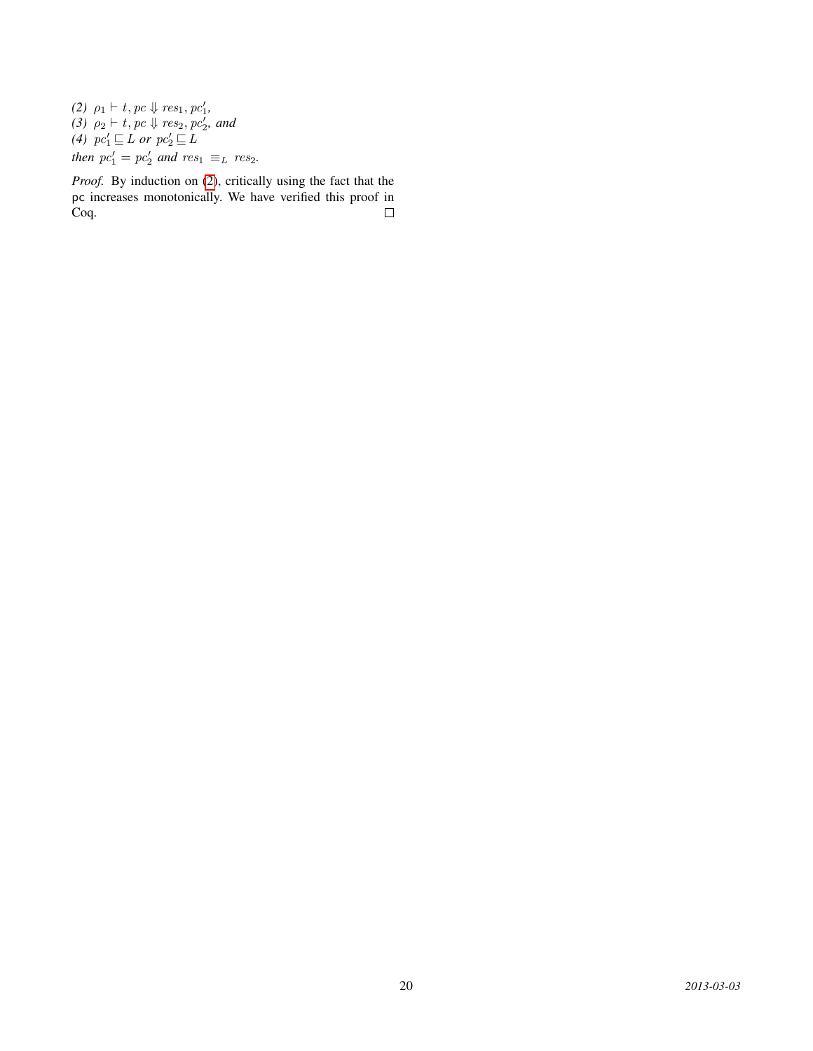*(2)* $\rho_1 \vdash t, pc \Downarrow res_1, pc'_1$,
*(3)* $\rho_2 \vdash t, pc \Downarrow res_2, pc'_2$, *and*
*(4)* $pc'_1 \sqsubseteq L$ *or* $pc'_2 \sqsubseteq L$
*then* $pc'_1 = pc'_2$ *and* $res_1 \equiv_L res_2$.

*Proof.* By induction on (2), critically using the fact that the pc increases monotonically. We have verified this proof in Coq. □